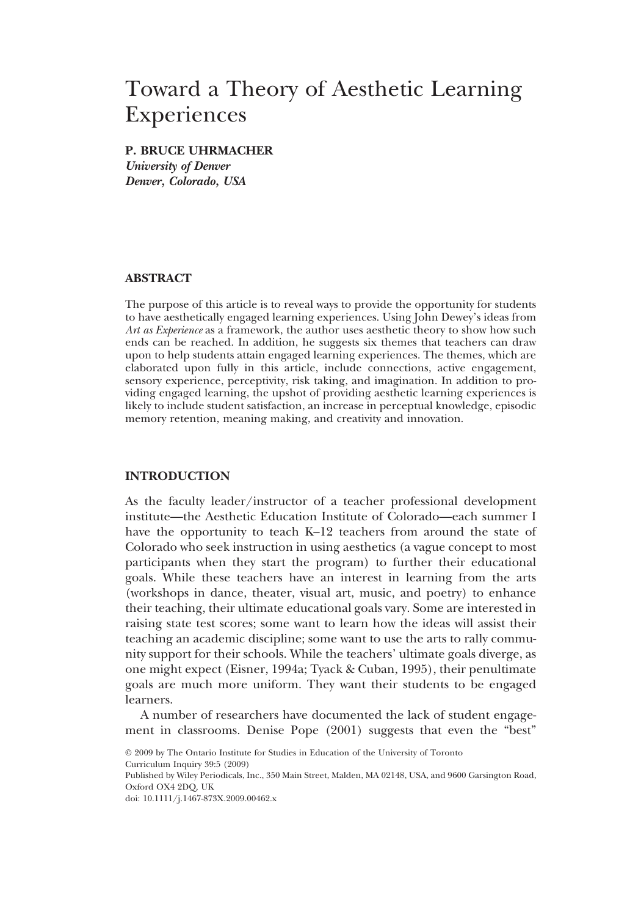# Toward a Theory of Aesthetic Learning Experiences

**P. BRUCE UHRMACHER**
***University of Denver***
***Denver, Colorado, USA***

## ABSTRACT

The purpose of this article is to reveal ways to provide the opportunity for students to have aesthetically engaged learning experiences. Using John Dewey's ideas from *Art as Experience* as a framework, the author uses aesthetic theory to show how such ends can be reached. In addition, he suggests six themes that teachers can draw upon to help students attain engaged learning experiences. The themes, which are elaborated upon fully in this article, include connections, active engagement, sensory experience, perceptivity, risk taking, and imagination. In addition to providing engaged learning, the upshot of providing aesthetic learning experiences is likely to include student satisfaction, an increase in perceptual knowledge, episodic memory retention, meaning making, and creativity and innovation.

## INTRODUCTION

As the faculty leader/instructor of a teacher professional development institute—the Aesthetic Education Institute of Colorado—each summer I have the opportunity to teach K–12 teachers from around the state of Colorado who seek instruction in using aesthetics (a vague concept to most participants when they start the program) to further their educational goals. While these teachers have an interest in learning from the arts (workshops in dance, theater, visual art, music, and poetry) to enhance their teaching, their ultimate educational goals vary. Some are interested in raising state test scores; some want to learn how the ideas will assist their teaching an academic discipline; some want to use the arts to rally community support for their schools. While the teachers' ultimate goals diverge, as one might expect (Eisner, 1994a; Tyack & Cuban, 1995), their penultimate goals are much more uniform. They want their students to be engaged learners.

A number of researchers have documented the lack of student engagement in classrooms. Denise Pope (2001) suggests that even the "best"

© 2009 by The Ontario Institute for Studies in Education of the University of Toronto
Curriculum Inquiry 39:5 (2009)
Published by Wiley Periodicals, Inc., 350 Main Street, Malden, MA 02148, USA, and 9600 Garsington Road, Oxford OX4 2DQ, UK
doi: 10.1111/j.1467-873X.2009.00462.x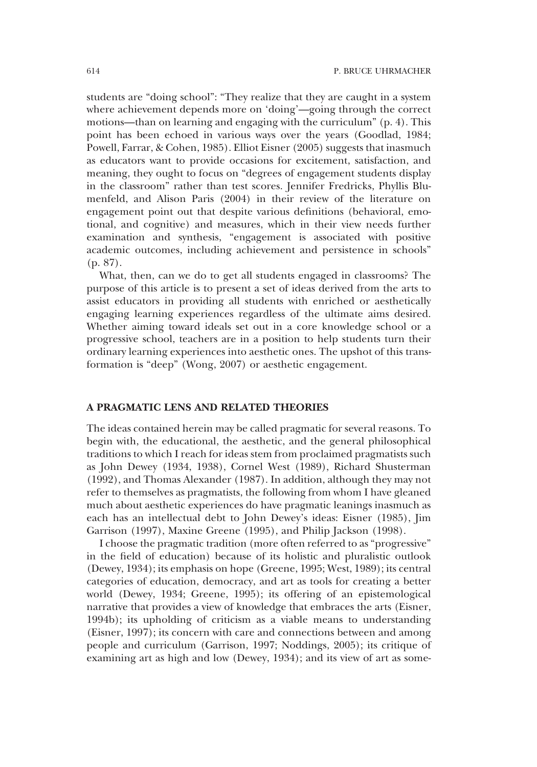students are "doing school": "They realize that they are caught in a system where achievement depends more on 'doing'—going through the correct motions—than on learning and engaging with the curriculum" (p. 4). This point has been echoed in various ways over the years (Goodlad, 1984; Powell, Farrar, & Cohen, 1985). Elliot Eisner (2005) suggests that inasmuch as educators want to provide occasions for excitement, satisfaction, and meaning, they ought to focus on "degrees of engagement students display in the classroom" rather than test scores. Jennifer Fredricks, Phyllis Blumenfeld, and Alison Paris (2004) in their review of the literature on engagement point out that despite various definitions (behavioral, emotional, and cognitive) and measures, which in their view needs further examination and synthesis, "engagement is associated with positive academic outcomes, including achievement and persistence in schools" (p. 87).

What, then, can we do to get all students engaged in classrooms? The purpose of this article is to present a set of ideas derived from the arts to assist educators in providing all students with enriched or aesthetically engaging learning experiences regardless of the ultimate aims desired. Whether aiming toward ideals set out in a core knowledge school or a progressive school, teachers are in a position to help students turn their ordinary learning experiences into aesthetic ones. The upshot of this transformation is "deep" (Wong, 2007) or aesthetic engagement.

## A PRAGMATIC LENS AND RELATED THEORIES

The ideas contained herein may be called pragmatic for several reasons. To begin with, the educational, the aesthetic, and the general philosophical traditions to which I reach for ideas stem from proclaimed pragmatists such as John Dewey (1934, 1938), Cornel West (1989), Richard Shusterman (1992), and Thomas Alexander (1987). In addition, although they may not refer to themselves as pragmatists, the following from whom I have gleaned much about aesthetic experiences do have pragmatic leanings inasmuch as each has an intellectual debt to John Dewey's ideas: Eisner (1985), Jim Garrison (1997), Maxine Greene (1995), and Philip Jackson (1998).

I choose the pragmatic tradition (more often referred to as "progressive" in the field of education) because of its holistic and pluralistic outlook (Dewey, 1934); its emphasis on hope (Greene, 1995; West, 1989); its central categories of education, democracy, and art as tools for creating a better world (Dewey, 1934; Greene, 1995); its offering of an epistemological narrative that provides a view of knowledge that embraces the arts (Eisner, 1994b); its upholding of criticism as a viable means to understanding (Eisner, 1997); its concern with care and connections between and among people and curriculum (Garrison, 1997; Noddings, 2005); its critique of examining art as high and low (Dewey, 1934); and its view of art as some-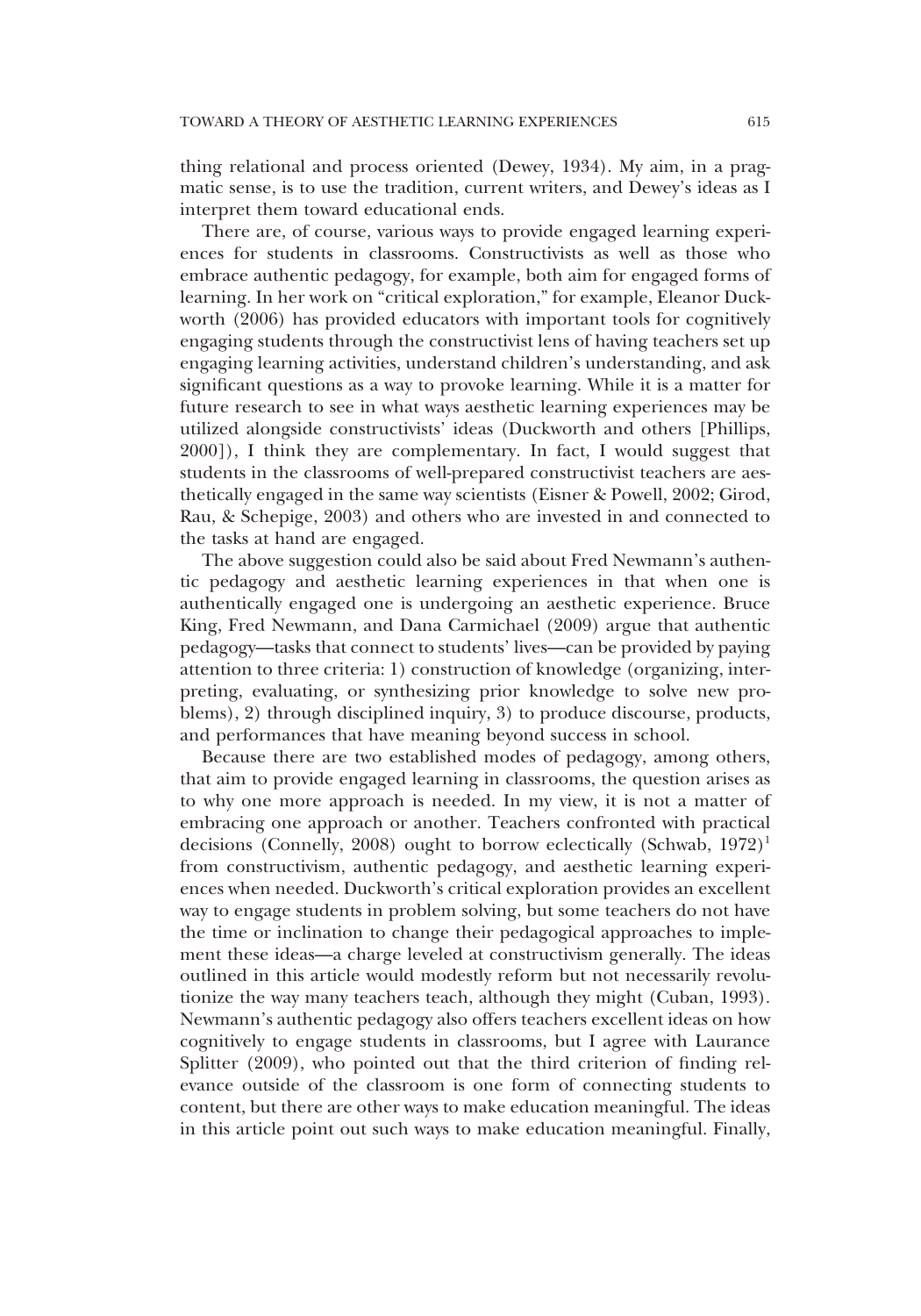thing relational and process oriented (Dewey, 1934). My aim, in a pragmatic sense, is to use the tradition, current writers, and Dewey's ideas as I interpret them toward educational ends.

There are, of course, various ways to provide engaged learning experiences for students in classrooms. Constructivists as well as those who embrace authentic pedagogy, for example, both aim for engaged forms of learning. In her work on "critical exploration," for example, Eleanor Duckworth (2006) has provided educators with important tools for cognitively engaging students through the constructivist lens of having teachers set up engaging learning activities, understand children's understanding, and ask significant questions as a way to provoke learning. While it is a matter for future research to see in what ways aesthetic learning experiences may be utilized alongside constructivists' ideas (Duckworth and others [Phillips, 2000]), I think they are complementary. In fact, I would suggest that students in the classrooms of well-prepared constructivist teachers are aesthetically engaged in the same way scientists (Eisner & Powell, 2002; Girod, Rau, & Schepige, 2003) and others who are invested in and connected to the tasks at hand are engaged.

The above suggestion could also be said about Fred Newmann's authentic pedagogy and aesthetic learning experiences in that when one is authentically engaged one is undergoing an aesthetic experience. Bruce King, Fred Newmann, and Dana Carmichael (2009) argue that authentic pedagogy—tasks that connect to students' lives—can be provided by paying attention to three criteria: 1) construction of knowledge (organizing, interpreting, evaluating, or synthesizing prior knowledge to solve new problems), 2) through disciplined inquiry, 3) to produce discourse, products, and performances that have meaning beyond success in school.

Because there are two established modes of pedagogy, among others, that aim to provide engaged learning in classrooms, the question arises as to why one more approach is needed. In my view, it is not a matter of embracing one approach or another. Teachers confronted with practical decisions (Connelly, 2008) ought to borrow eclectically (Schwab, 1972)[1] from constructivism, authentic pedagogy, and aesthetic learning experiences when needed. Duckworth's critical exploration provides an excellent way to engage students in problem solving, but some teachers do not have the time or inclination to change their pedagogical approaches to implement these ideas—a charge leveled at constructivism generally. The ideas outlined in this article would modestly reform but not necessarily revolutionize the way many teachers teach, although they might (Cuban, 1993). Newmann's authentic pedagogy also offers teachers excellent ideas on how cognitively to engage students in classrooms, but I agree with Laurance Splitter (2009), who pointed out that the third criterion of finding relevance outside of the classroom is one form of connecting students to content, but there are other ways to make education meaningful. The ideas in this article point out such ways to make education meaningful. Finally,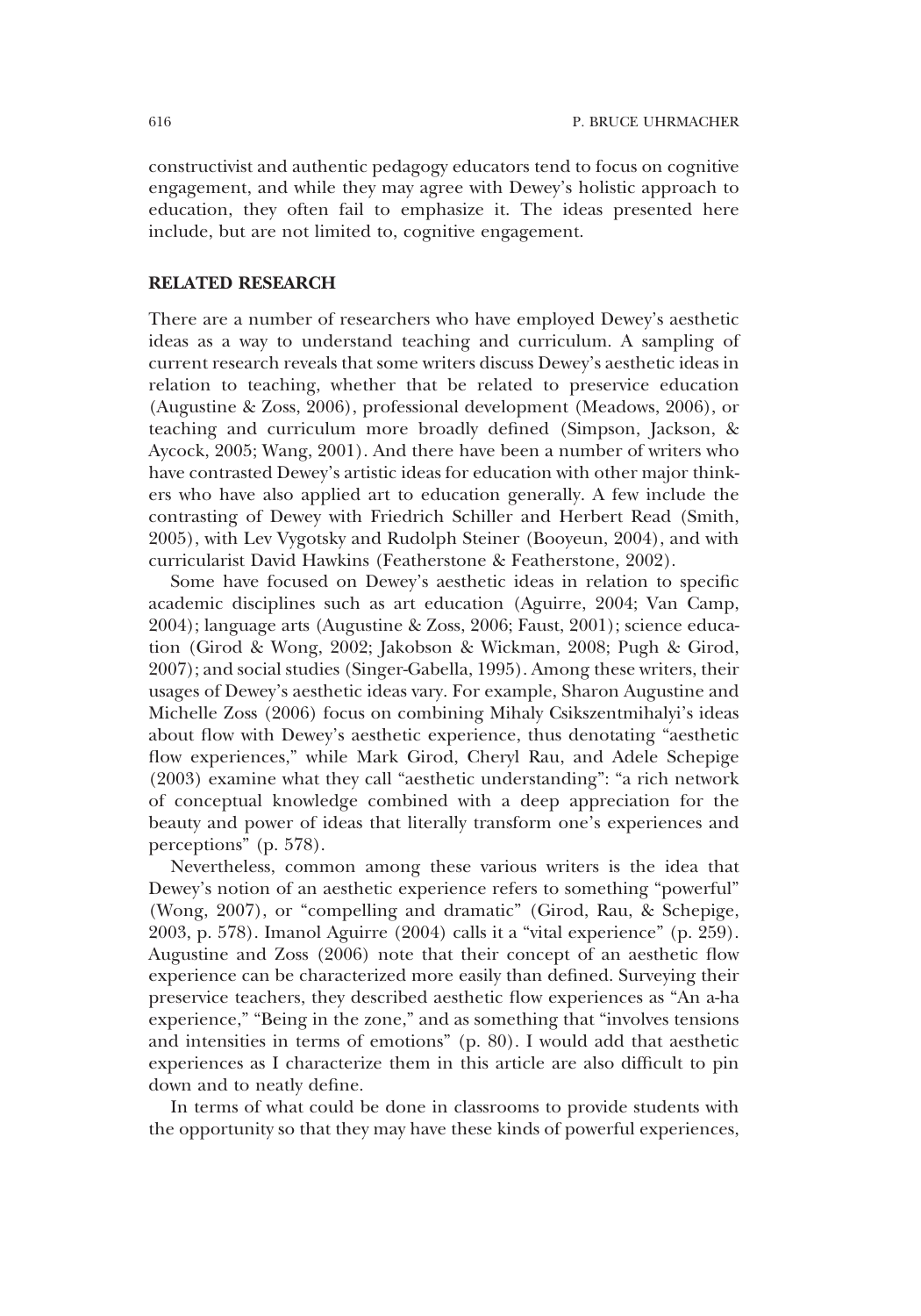constructivist and authentic pedagogy educators tend to focus on cognitive engagement, and while they may agree with Dewey's holistic approach to education, they often fail to emphasize it. The ideas presented here include, but are not limited to, cognitive engagement.

## RELATED RESEARCH

There are a number of researchers who have employed Dewey's aesthetic ideas as a way to understand teaching and curriculum. A sampling of current research reveals that some writers discuss Dewey's aesthetic ideas in relation to teaching, whether that be related to preservice education (Augustine & Zoss, 2006), professional development (Meadows, 2006), or teaching and curriculum more broadly defined (Simpson, Jackson, & Aycock, 2005; Wang, 2001). And there have been a number of writers who have contrasted Dewey's artistic ideas for education with other major thinkers who have also applied art to education generally. A few include the contrasting of Dewey with Friedrich Schiller and Herbert Read (Smith, 2005), with Lev Vygotsky and Rudolph Steiner (Booyeun, 2004), and with curricularist David Hawkins (Featherstone & Featherstone, 2002).

Some have focused on Dewey's aesthetic ideas in relation to specific academic disciplines such as art education (Aguirre, 2004; Van Camp, 2004); language arts (Augustine & Zoss, 2006; Faust, 2001); science education (Girod & Wong, 2002; Jakobson & Wickman, 2008; Pugh & Girod, 2007); and social studies (Singer-Gabella, 1995). Among these writers, their usages of Dewey's aesthetic ideas vary. For example, Sharon Augustine and Michelle Zoss (2006) focus on combining Mihaly Csikszentmihalyi's ideas about flow with Dewey's aesthetic experience, thus denotating "aesthetic flow experiences," while Mark Girod, Cheryl Rau, and Adele Schepige (2003) examine what they call "aesthetic understanding": "a rich network of conceptual knowledge combined with a deep appreciation for the beauty and power of ideas that literally transform one's experiences and perceptions" (p. 578).

Nevertheless, common among these various writers is the idea that Dewey's notion of an aesthetic experience refers to something "powerful" (Wong, 2007), or "compelling and dramatic" (Girod, Rau, & Schepige, 2003, p. 578). Imanol Aguirre (2004) calls it a "vital experience" (p. 259). Augustine and Zoss (2006) note that their concept of an aesthetic flow experience can be characterized more easily than defined. Surveying their preservice teachers, they described aesthetic flow experiences as "An a-ha experience," "Being in the zone," and as something that "involves tensions and intensities in terms of emotions" (p. 80). I would add that aesthetic experiences as I characterize them in this article are also difficult to pin down and to neatly define.

In terms of what could be done in classrooms to provide students with the opportunity so that they may have these kinds of powerful experiences,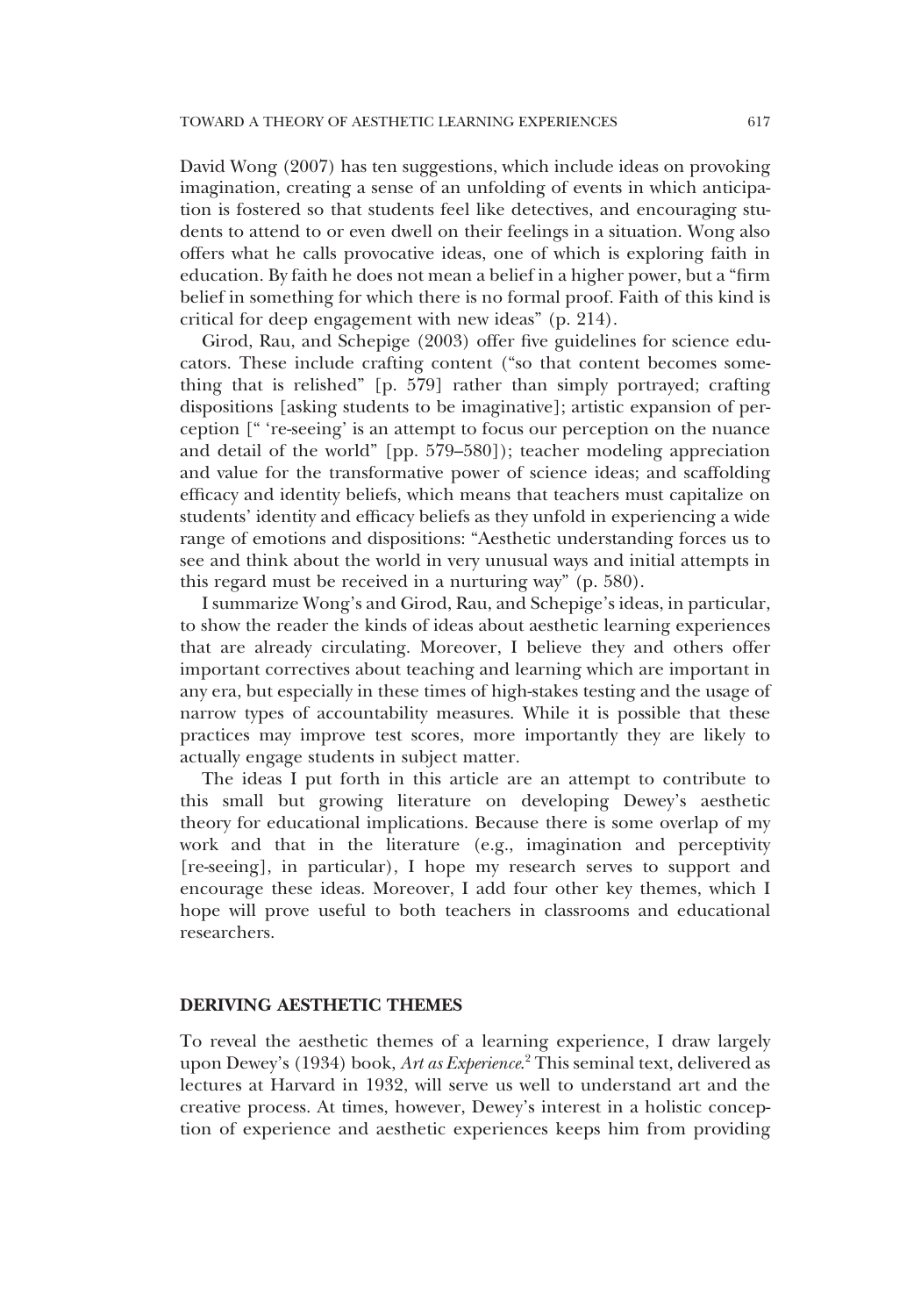David Wong (2007) has ten suggestions, which include ideas on provoking imagination, creating a sense of an unfolding of events in which anticipation is fostered so that students feel like detectives, and encouraging students to attend to or even dwell on their feelings in a situation. Wong also offers what he calls provocative ideas, one of which is exploring faith in education. By faith he does not mean a belief in a higher power, but a "firm belief in something for which there is no formal proof. Faith of this kind is critical for deep engagement with new ideas" (p. 214).

Girod, Rau, and Schepige (2003) offer five guidelines for science educators. These include crafting content ("so that content becomes something that is relished" [p. 579] rather than simply portrayed; crafting dispositions [asking students to be imaginative]; artistic expansion of perception [" 're-seeing' is an attempt to focus our perception on the nuance and detail of the world" [pp. 579–580]); teacher modeling appreciation and value for the transformative power of science ideas; and scaffolding efficacy and identity beliefs, which means that teachers must capitalize on students' identity and efficacy beliefs as they unfold in experiencing a wide range of emotions and dispositions: "Aesthetic understanding forces us to see and think about the world in very unusual ways and initial attempts in this regard must be received in a nurturing way" (p. 580).

I summarize Wong's and Girod, Rau, and Schepige's ideas, in particular, to show the reader the kinds of ideas about aesthetic learning experiences that are already circulating. Moreover, I believe they and others offer important correctives about teaching and learning which are important in any era, but especially in these times of high-stakes testing and the usage of narrow types of accountability measures. While it is possible that these practices may improve test scores, more importantly they are likely to actually engage students in subject matter.

The ideas I put forth in this article are an attempt to contribute to this small but growing literature on developing Dewey's aesthetic theory for educational implications. Because there is some overlap of my work and that in the literature (e.g., imagination and perceptivity [re-seeing], in particular), I hope my research serves to support and encourage these ideas. Moreover, I add four other key themes, which I hope will prove useful to both teachers in classrooms and educational researchers.

## DERIVING AESTHETIC THEMES

To reveal the aesthetic themes of a learning experience, I draw largely upon Dewey's (1934) book, *Art as Experience*.[2] This seminal text, delivered as lectures at Harvard in 1932, will serve us well to understand art and the creative process. At times, however, Dewey's interest in a holistic conception of experience and aesthetic experiences keeps him from providing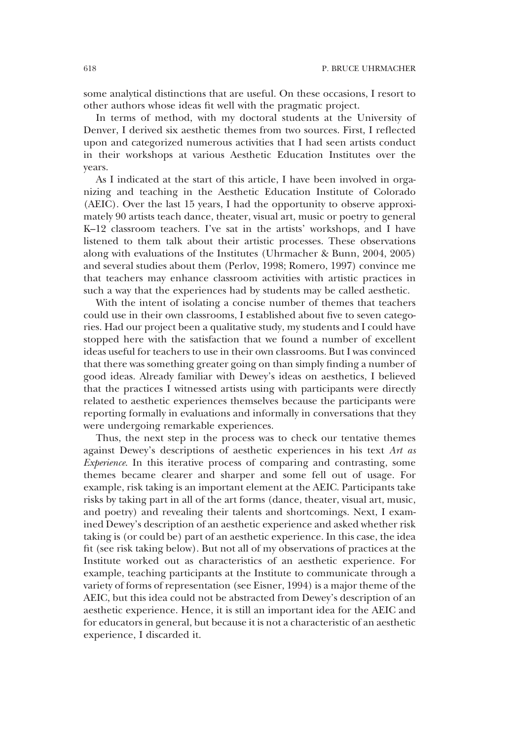some analytical distinctions that are useful. On these occasions, I resort to other authors whose ideas fit well with the pragmatic project.

In terms of method, with my doctoral students at the University of Denver, I derived six aesthetic themes from two sources. First, I reflected upon and categorized numerous activities that I had seen artists conduct in their workshops at various Aesthetic Education Institutes over the years.

As I indicated at the start of this article, I have been involved in organizing and teaching in the Aesthetic Education Institute of Colorado (AEIC). Over the last 15 years, I had the opportunity to observe approximately 90 artists teach dance, theater, visual art, music or poetry to general K–12 classroom teachers. I've sat in the artists' workshops, and I have listened to them talk about their artistic processes. These observations along with evaluations of the Institutes (Uhrmacher & Bunn, 2004, 2005) and several studies about them (Perlov, 1998; Romero, 1997) convince me that teachers may enhance classroom activities with artistic practices in such a way that the experiences had by students may be called aesthetic.

With the intent of isolating a concise number of themes that teachers could use in their own classrooms, I established about five to seven categories. Had our project been a qualitative study, my students and I could have stopped here with the satisfaction that we found a number of excellent ideas useful for teachers to use in their own classrooms. But I was convinced that there was something greater going on than simply finding a number of good ideas. Already familiar with Dewey's ideas on aesthetics, I believed that the practices I witnessed artists using with participants were directly related to aesthetic experiences themselves because the participants were reporting formally in evaluations and informally in conversations that they were undergoing remarkable experiences.

Thus, the next step in the process was to check our tentative themes against Dewey's descriptions of aesthetic experiences in his text *Art as Experience*. In this iterative process of comparing and contrasting, some themes became clearer and sharper and some fell out of usage. For example, risk taking is an important element at the AEIC. Participants take risks by taking part in all of the art forms (dance, theater, visual art, music, and poetry) and revealing their talents and shortcomings. Next, I examined Dewey's description of an aesthetic experience and asked whether risk taking is (or could be) part of an aesthetic experience. In this case, the idea fit (see risk taking below). But not all of my observations of practices at the Institute worked out as characteristics of an aesthetic experience. For example, teaching participants at the Institute to communicate through a variety of forms of representation (see Eisner, 1994) is a major theme of the AEIC, but this idea could not be abstracted from Dewey's description of an aesthetic experience. Hence, it is still an important idea for the AEIC and for educators in general, but because it is not a characteristic of an aesthetic experience, I discarded it.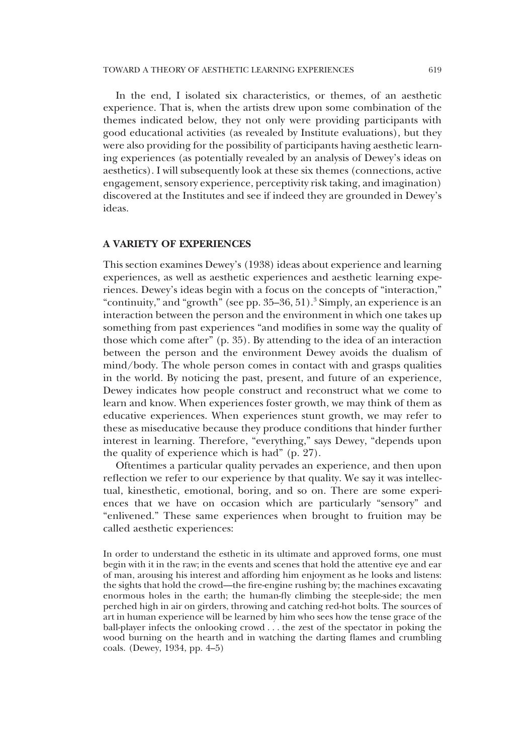In the end, I isolated six characteristics, or themes, of an aesthetic experience. That is, when the artists drew upon some combination of the themes indicated below, they not only were providing participants with good educational activities (as revealed by Institute evaluations), but they were also providing for the possibility of participants having aesthetic learning experiences (as potentially revealed by an analysis of Dewey's ideas on aesthetics). I will subsequently look at these six themes (connections, active engagement, sensory experience, perceptivity risk taking, and imagination) discovered at the Institutes and see if indeed they are grounded in Dewey's ideas.

## A VARIETY OF EXPERIENCES

This section examines Dewey's (1938) ideas about experience and learning experiences, as well as aesthetic experiences and aesthetic learning experiences. Dewey's ideas begin with a focus on the concepts of "interaction," "continuity," and "growth" (see pp. 35–36, 51).[3] Simply, an experience is an interaction between the person and the environment in which one takes up something from past experiences "and modifies in some way the quality of those which come after" (p. 35). By attending to the idea of an interaction between the person and the environment Dewey avoids the dualism of mind/body. The whole person comes in contact with and grasps qualities in the world. By noticing the past, present, and future of an experience, Dewey indicates how people construct and reconstruct what we come to learn and know. When experiences foster growth, we may think of them as educative experiences. When experiences stunt growth, we may refer to these as miseducative because they produce conditions that hinder further interest in learning. Therefore, "everything," says Dewey, "depends upon the quality of experience which is had" (p. 27).

Oftentimes a particular quality pervades an experience, and then upon reflection we refer to our experience by that quality. We say it was intellectual, kinesthetic, emotional, boring, and so on. There are some experiences that we have on occasion which are particularly "sensory" and "enlivened." These same experiences when brought to fruition may be called aesthetic experiences:

> In order to understand the esthetic in its ultimate and approved forms, one must begin with it in the raw; in the events and scenes that hold the attentive eye and ear of man, arousing his interest and affording him enjoyment as he looks and listens: the sights that hold the crowd—the fire-engine rushing by; the machines excavating enormous holes in the earth; the human-fly climbing the steeple-side; the men perched high in air on girders, throwing and catching red-hot bolts. The sources of art in human experience will be learned by him who sees how the tense grace of the ball-player infects the onlooking crowd . . . the zest of the spectator in poking the wood burning on the hearth and in watching the darting flames and crumbling coals. (Dewey, 1934, pp. 4–5)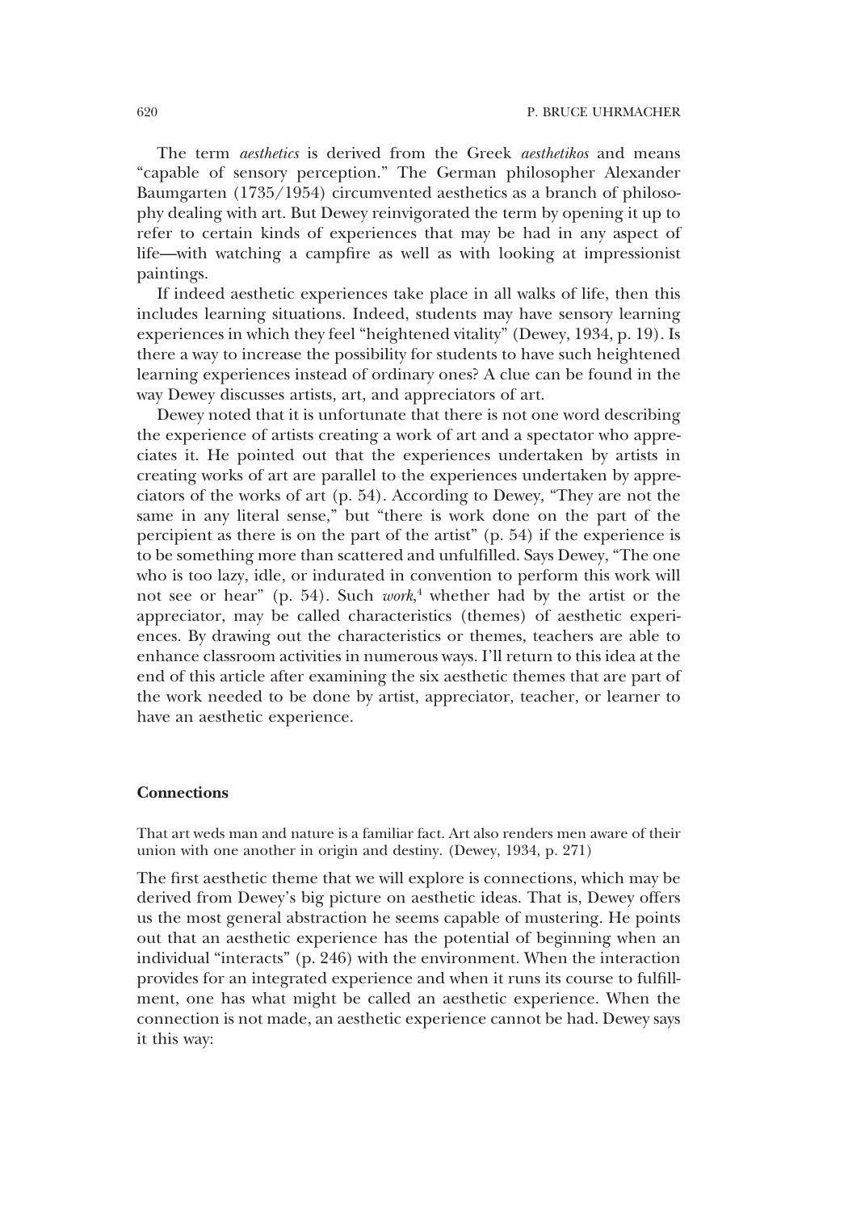The term *aesthetics* is derived from the Greek *aesthetikos* and means "capable of sensory perception." The German philosopher Alexander Baumgarten (1735/1954) circumvented aesthetics as a branch of philosophy dealing with art. But Dewey reinvigorated the term by opening it up to refer to certain kinds of experiences that may be had in any aspect of life—with watching a campfire as well as with looking at impressionist paintings.

If indeed aesthetic experiences take place in all walks of life, then this includes learning situations. Indeed, students may have sensory learning experiences in which they feel "heightened vitality" (Dewey, 1934, p. 19). Is there a way to increase the possibility for students to have such heightened learning experiences instead of ordinary ones? A clue can be found in the way Dewey discusses artists, art, and appreciators of art.

Dewey noted that it is unfortunate that there is not one word describing the experience of artists creating a work of art and a spectator who appreciates it. He pointed out that the experiences undertaken by artists in creating works of art are parallel to the experiences undertaken by appreciators of the works of art (p. 54). According to Dewey, "They are not the same in any literal sense," but "there is work done on the part of the percipient as there is on the part of the artist" (p. 54) if the experience is to be something more than scattered and unfulfilled. Says Dewey, "The one who is too lazy, idle, or indurated in convention to perform this work will not see or hear" (p. 54). Such *work*,[4] whether had by the artist or the appreciator, may be called characteristics (themes) of aesthetic experiences. By drawing out the characteristics or themes, teachers are able to enhance classroom activities in numerous ways. I'll return to this idea at the end of this article after examining the six aesthetic themes that are part of the work needed to be done by artist, appreciator, teacher, or learner to have an aesthetic experience.

### Connections

> That art weds man and nature is a familiar fact. Art also renders men aware of their union with one another in origin and destiny. (Dewey, 1934, p. 271)

The first aesthetic theme that we will explore is connections, which may be derived from Dewey's big picture on aesthetic ideas. That is, Dewey offers us the most general abstraction he seems capable of mustering. He points out that an aesthetic experience has the potential of beginning when an individual "interacts" (p. 246) with the environment. When the interaction provides for an integrated experience and when it runs its course to fulfillment, one has what might be called an aesthetic experience. When the connection is not made, an aesthetic experience cannot be had. Dewey says it this way: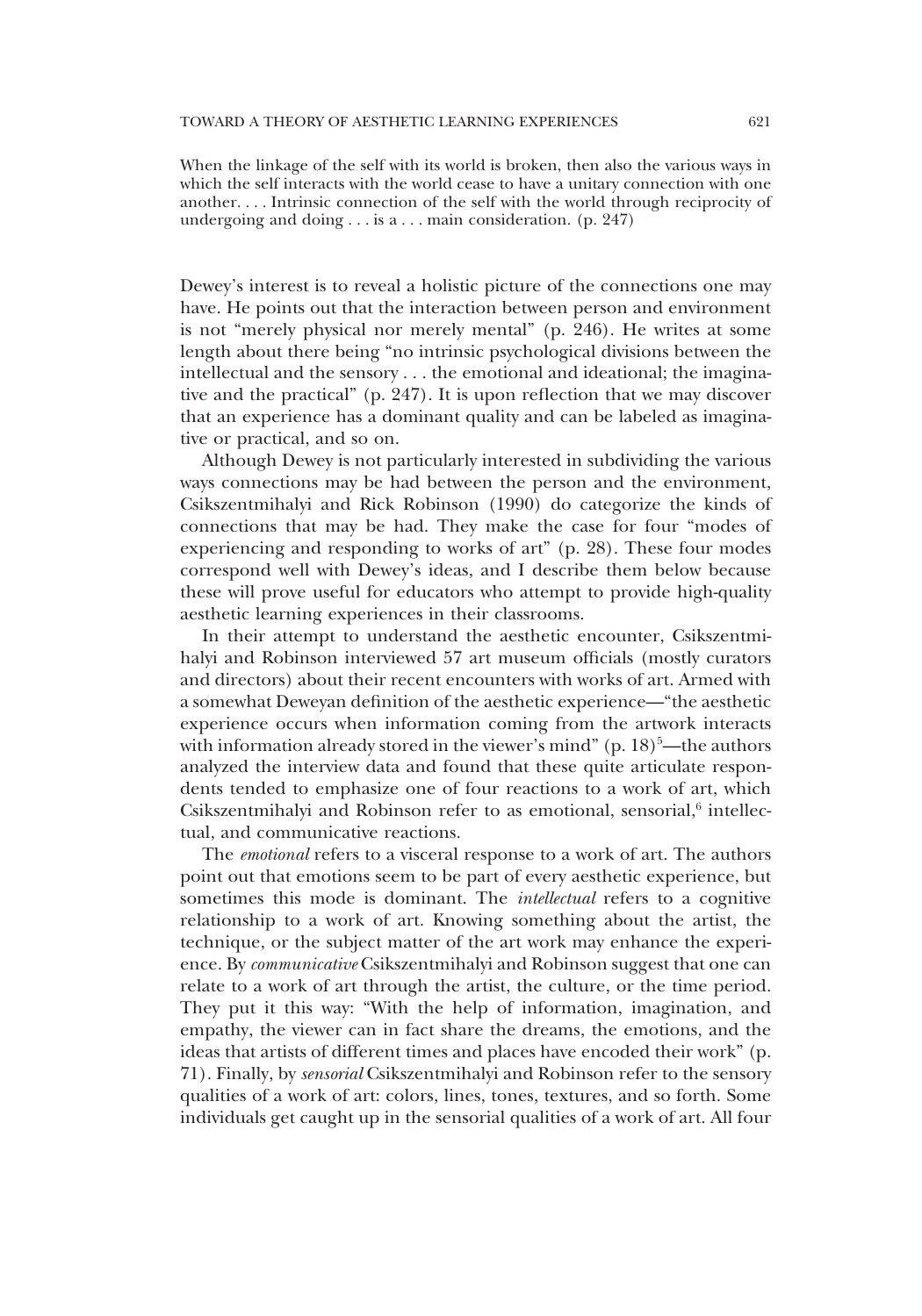When the linkage of the self with its world is broken, then also the various ways in which the self interacts with the world cease to have a unitary connection with one another. . . . Intrinsic connection of the self with the world through reciprocity of undergoing and doing . . . is a . . . main consideration. (p. 247)

Dewey's interest is to reveal a holistic picture of the connections one may have. He points out that the interaction between person and environment is not "merely physical nor merely mental" (p. 246). He writes at some length about there being "no intrinsic psychological divisions between the intellectual and the sensory . . . the emotional and ideational; the imaginative and the practical" (p. 247). It is upon reflection that we may discover that an experience has a dominant quality and can be labeled as imaginative or practical, and so on.

Although Dewey is not particularly interested in subdividing the various ways connections may be had between the person and the environment, Csikszentmihalyi and Rick Robinson (1990) do categorize the kinds of connections that may be had. They make the case for four "modes of experiencing and responding to works of art" (p. 28). These four modes correspond well with Dewey's ideas, and I describe them below because these will prove useful for educators who attempt to provide high-quality aesthetic learning experiences in their classrooms.

In their attempt to understand the aesthetic encounter, Csikszentmihalyi and Robinson interviewed 57 art museum officials (mostly curators and directors) about their recent encounters with works of art. Armed with a somewhat Deweyan definition of the aesthetic experience—"the aesthetic experience occurs when information coming from the artwork interacts with information already stored in the viewer's mind" (p. 18)[5]—the authors analyzed the interview data and found that these quite articulate respondents tended to emphasize one of four reactions to a work of art, which Csikszentmihalyi and Robinson refer to as emotional, sensorial,[6] intellectual, and communicative reactions.

The *emotional* refers to a visceral response to a work of art. The authors point out that emotions seem to be part of every aesthetic experience, but sometimes this mode is dominant. The *intellectual* refers to a cognitive relationship to a work of art. Knowing something about the artist, the technique, or the subject matter of the art work may enhance the experience. By *communicative* Csikszentmihalyi and Robinson suggest that one can relate to a work of art through the artist, the culture, or the time period. They put it this way: "With the help of information, imagination, and empathy, the viewer can in fact share the dreams, the emotions, and the ideas that artists of different times and places have encoded their work" (p. 71). Finally, by *sensorial* Csikszentmihalyi and Robinson refer to the sensory qualities of a work of art: colors, lines, tones, textures, and so forth. Some individuals get caught up in the sensorial qualities of a work of art. All four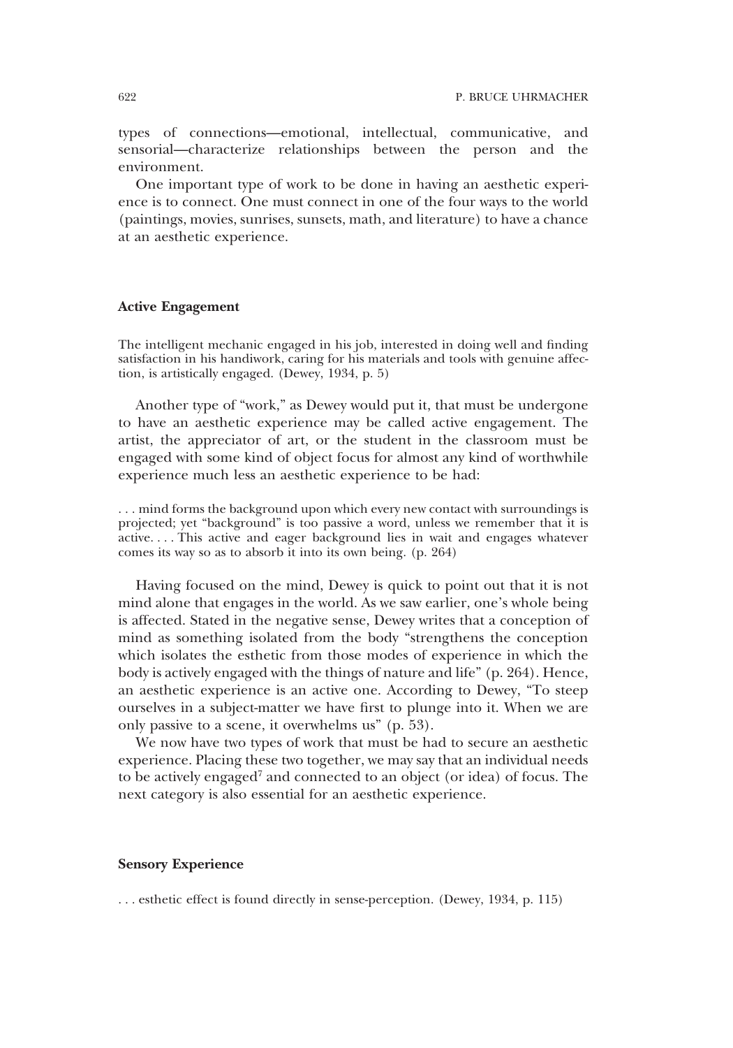types of connections—emotional, intellectual, communicative, and sensorial—characterize relationships between the person and the environment.

One important type of work to be done in having an aesthetic experience is to connect. One must connect in one of the four ways to the world (paintings, movies, sunrises, sunsets, math, and literature) to have a chance at an aesthetic experience.

### Active Engagement

> The intelligent mechanic engaged in his job, interested in doing well and finding satisfaction in his handiwork, caring for his materials and tools with genuine affection, is artistically engaged. (Dewey, 1934, p. 5)

Another type of "work," as Dewey would put it, that must be undergone to have an aesthetic experience may be called active engagement. The artist, the appreciator of art, or the student in the classroom must be engaged with some kind of object focus for almost any kind of worthwhile experience much less an aesthetic experience to be had:

> . . . mind forms the background upon which every new contact with surroundings is projected; yet "background" is too passive a word, unless we remember that it is active. . . . This active and eager background lies in wait and engages whatever comes its way so as to absorb it into its own being. (p. 264)

Having focused on the mind, Dewey is quick to point out that it is not mind alone that engages in the world. As we saw earlier, one's whole being is affected. Stated in the negative sense, Dewey writes that a conception of mind as something isolated from the body "strengthens the conception which isolates the esthetic from those modes of experience in which the body is actively engaged with the things of nature and life" (p. 264). Hence, an aesthetic experience is an active one. According to Dewey, "To steep ourselves in a subject-matter we have first to plunge into it. When we are only passive to a scene, it overwhelms us" (p. 53).

We now have two types of work that must be had to secure an aesthetic experience. Placing these two together, we may say that an individual needs to be actively engaged[7] and connected to an object (or idea) of focus. The next category is also essential for an aesthetic experience.

### Sensory Experience

> . . . esthetic effect is found directly in sense-perception. (Dewey, 1934, p. 115)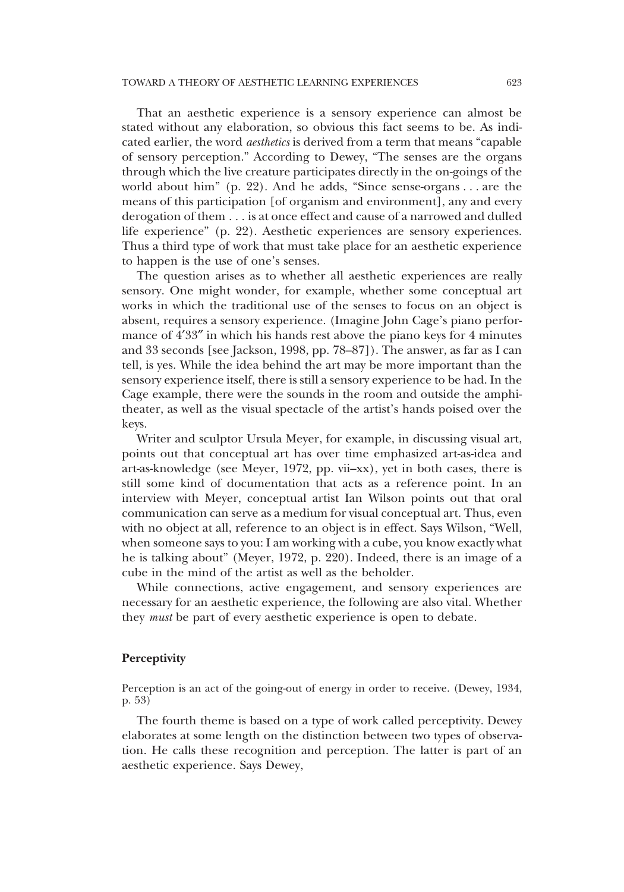That an aesthetic experience is a sensory experience can almost be stated without any elaboration, so obvious this fact seems to be. As indicated earlier, the word *aesthetics* is derived from a term that means "capable of sensory perception." According to Dewey, "The senses are the organs through which the live creature participates directly in the on-goings of the world about him" (p. 22). And he adds, "Since sense-organs . . . are the means of this participation [of organism and environment], any and every derogation of them . . . is at once effect and cause of a narrowed and dulled life experience" (p. 22). Aesthetic experiences are sensory experiences. Thus a third type of work that must take place for an aesthetic experience to happen is the use of one's senses.

The question arises as to whether all aesthetic experiences are really sensory. One might wonder, for example, whether some conceptual art works in which the traditional use of the senses to focus on an object is absent, requires a sensory experience. (Imagine John Cage's piano performance of 4′33″ in which his hands rest above the piano keys for 4 minutes and 33 seconds [see Jackson, 1998, pp. 78–87]). The answer, as far as I can tell, is yes. While the idea behind the art may be more important than the sensory experience itself, there is still a sensory experience to be had. In the Cage example, there were the sounds in the room and outside the amphitheater, as well as the visual spectacle of the artist's hands poised over the keys.

Writer and sculptor Ursula Meyer, for example, in discussing visual art, points out that conceptual art has over time emphasized art-as-idea and art-as-knowledge (see Meyer, 1972, pp. vii–xx), yet in both cases, there is still some kind of documentation that acts as a reference point. In an interview with Meyer, conceptual artist Ian Wilson points out that oral communication can serve as a medium for visual conceptual art. Thus, even with no object at all, reference to an object is in effect. Says Wilson, "Well, when someone says to you: I am working with a cube, you know exactly what he is talking about" (Meyer, 1972, p. 220). Indeed, there is an image of a cube in the mind of the artist as well as the beholder.

While connections, active engagement, and sensory experiences are necessary for an aesthetic experience, the following are also vital. Whether they *must* be part of every aesthetic experience is open to debate.

### Perceptivity

Perception is an act of the going-out of energy in order to receive. (Dewey, 1934, p. 53)

The fourth theme is based on a type of work called perceptivity. Dewey elaborates at some length on the distinction between two types of observation. He calls these recognition and perception. The latter is part of an aesthetic experience. Says Dewey,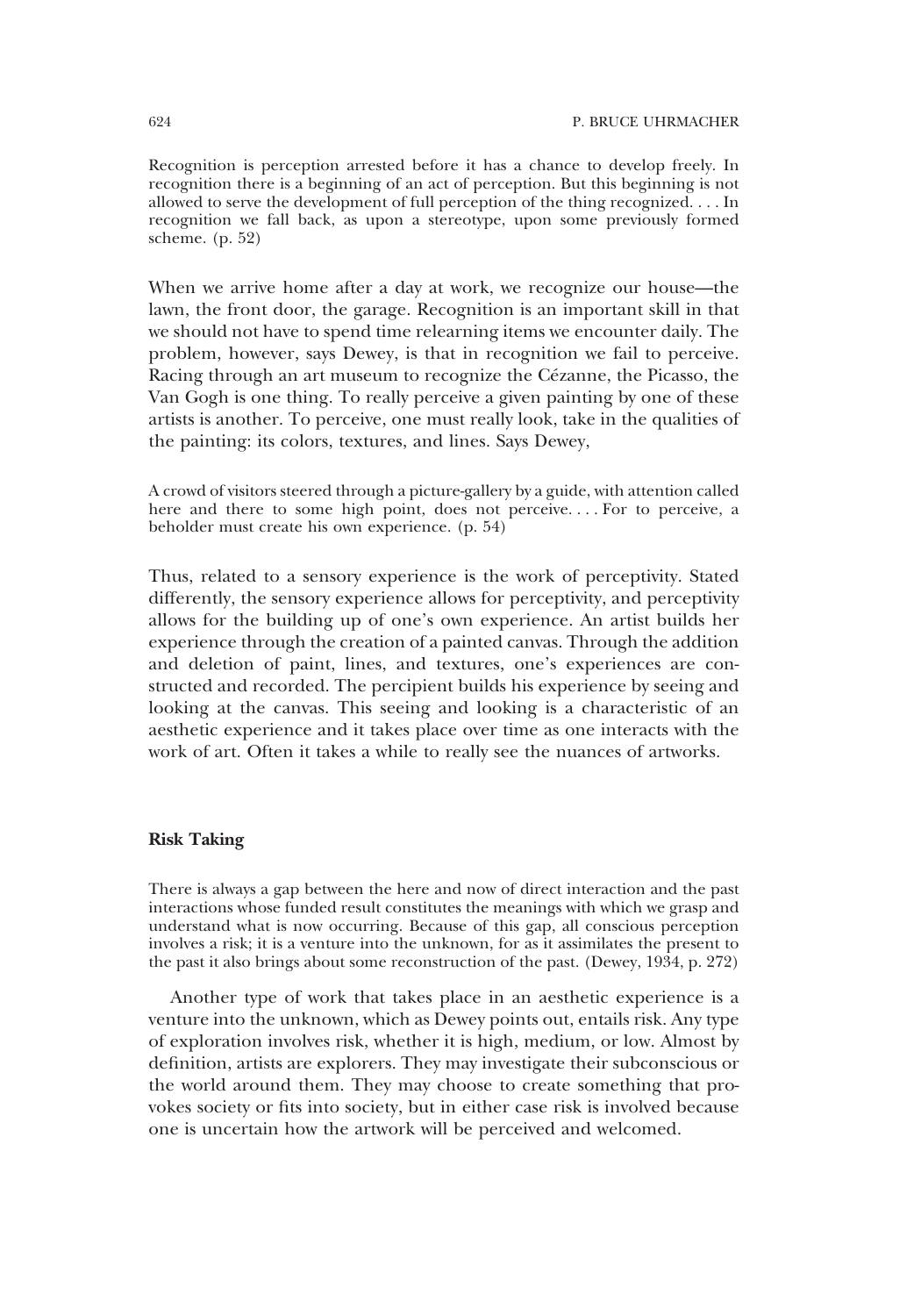> Recognition is perception arrested before it has a chance to develop freely. In recognition there is a beginning of an act of perception. But this beginning is not allowed to serve the development of full perception of the thing recognized. . . . In recognition we fall back, as upon a stereotype, upon some previously formed scheme. (p. 52)

When we arrive home after a day at work, we recognize our house—the lawn, the front door, the garage. Recognition is an important skill in that we should not have to spend time relearning items we encounter daily. The problem, however, says Dewey, is that in recognition we fail to perceive. Racing through an art museum to recognize the Cézanne, the Picasso, the Van Gogh is one thing. To really perceive a given painting by one of these artists is another. To perceive, one must really look, take in the qualities of the painting: its colors, textures, and lines. Says Dewey,

> A crowd of visitors steered through a picture-gallery by a guide, with attention called here and there to some high point, does not perceive. . . . For to perceive, a beholder must create his own experience. (p. 54)

Thus, related to a sensory experience is the work of perceptivity. Stated differently, the sensory experience allows for perceptivity, and perceptivity allows for the building up of one's own experience. An artist builds her experience through the creation of a painted canvas. Through the addition and deletion of paint, lines, and textures, one's experiences are constructed and recorded. The percipient builds his experience by seeing and looking at the canvas. This seeing and looking is a characteristic of an aesthetic experience and it takes place over time as one interacts with the work of art. Often it takes a while to really see the nuances of artworks.

### Risk Taking

> There is always a gap between the here and now of direct interaction and the past interactions whose funded result constitutes the meanings with which we grasp and understand what is now occurring. Because of this gap, all conscious perception involves a risk; it is a venture into the unknown, for as it assimilates the present to the past it also brings about some reconstruction of the past. (Dewey, 1934, p. 272)

Another type of work that takes place in an aesthetic experience is a venture into the unknown, which as Dewey points out, entails risk. Any type of exploration involves risk, whether it is high, medium, or low. Almost by definition, artists are explorers. They may investigate their subconscious or the world around them. They may choose to create something that provokes society or fits into society, but in either case risk is involved because one is uncertain how the artwork will be perceived and welcomed.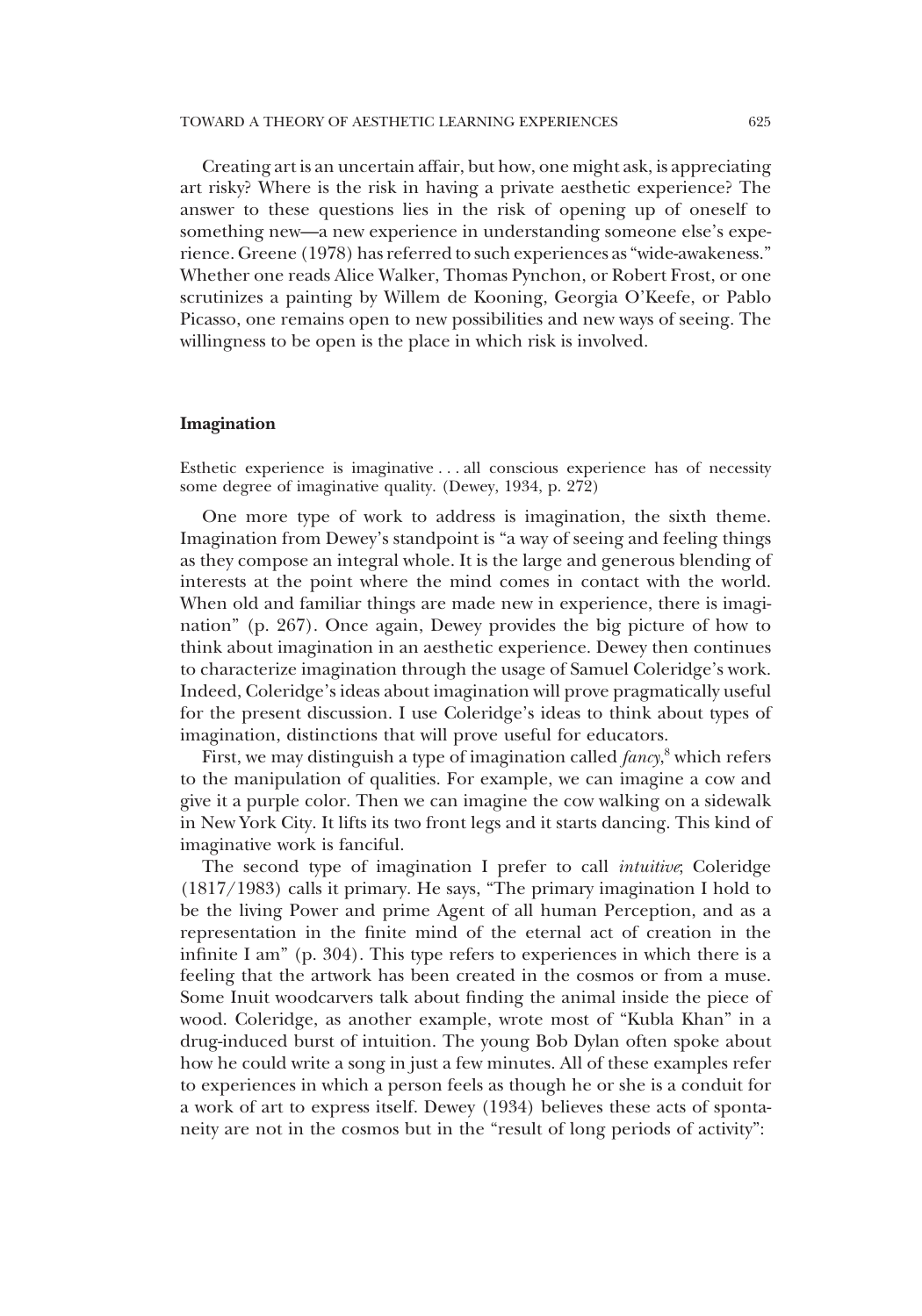Creating art is an uncertain affair, but how, one might ask, is appreciating art risky? Where is the risk in having a private aesthetic experience? The answer to these questions lies in the risk of opening up of oneself to something new—a new experience in understanding someone else's experience. Greene (1978) has referred to such experiences as "wide-awakeness." Whether one reads Alice Walker, Thomas Pynchon, or Robert Frost, or one scrutinizes a painting by Willem de Kooning, Georgia O'Keefe, or Pablo Picasso, one remains open to new possibilities and new ways of seeing. The willingness to be open is the place in which risk is involved.

### Imagination

Esthetic experience is imaginative . . . all conscious experience has of necessity some degree of imaginative quality. (Dewey, 1934, p. 272)

One more type of work to address is imagination, the sixth theme. Imagination from Dewey's standpoint is "a way of seeing and feeling things as they compose an integral whole. It is the large and generous blending of interests at the point where the mind comes in contact with the world. When old and familiar things are made new in experience, there is imagination" (p. 267). Once again, Dewey provides the big picture of how to think about imagination in an aesthetic experience. Dewey then continues to characterize imagination through the usage of Samuel Coleridge's work. Indeed, Coleridge's ideas about imagination will prove pragmatically useful for the present discussion. I use Coleridge's ideas to think about types of imagination, distinctions that will prove useful for educators.

First, we may distinguish a type of imagination called *fancy*,[8] which refers to the manipulation of qualities. For example, we can imagine a cow and give it a purple color. Then we can imagine the cow walking on a sidewalk in New York City. It lifts its two front legs and it starts dancing. This kind of imaginative work is fanciful.

The second type of imagination I prefer to call *intuitive*; Coleridge (1817/1983) calls it primary. He says, "The primary imagination I hold to be the living Power and prime Agent of all human Perception, and as a representation in the finite mind of the eternal act of creation in the infinite I am" (p. 304). This type refers to experiences in which there is a feeling that the artwork has been created in the cosmos or from a muse. Some Inuit woodcarvers talk about finding the animal inside the piece of wood. Coleridge, as another example, wrote most of "Kubla Khan" in a drug-induced burst of intuition. The young Bob Dylan often spoke about how he could write a song in just a few minutes. All of these examples refer to experiences in which a person feels as though he or she is a conduit for a work of art to express itself. Dewey (1934) believes these acts of spontaneity are not in the cosmos but in the "result of long periods of activity":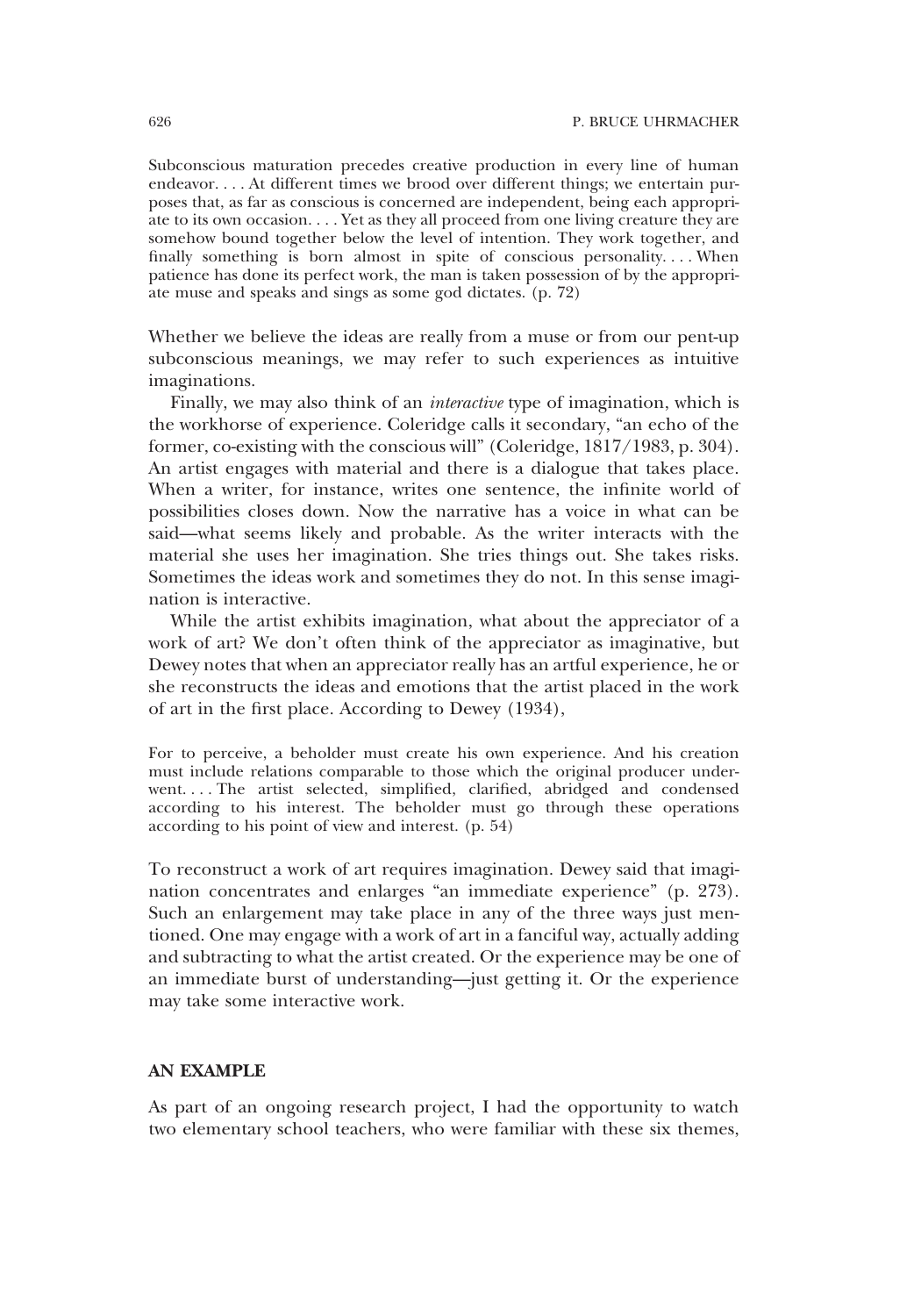> Subconscious maturation precedes creative production in every line of human endeavor. . . . At different times we brood over different things; we entertain purposes that, as far as conscious is concerned are independent, being each appropriate to its own occasion. . . . Yet as they all proceed from one living creature they are somehow bound together below the level of intention. They work together, and finally something is born almost in spite of conscious personality. . . . When patience has done its perfect work, the man is taken possession of by the appropriate muse and speaks and sings as some god dictates. (p. 72)

Whether we believe the ideas are really from a muse or from our pent-up subconscious meanings, we may refer to such experiences as intuitive imaginations.

Finally, we may also think of an *interactive* type of imagination, which is the workhorse of experience. Coleridge calls it secondary, "an echo of the former, co-existing with the conscious will" (Coleridge, 1817/1983, p. 304). An artist engages with material and there is a dialogue that takes place. When a writer, for instance, writes one sentence, the infinite world of possibilities closes down. Now the narrative has a voice in what can be said—what seems likely and probable. As the writer interacts with the material she uses her imagination. She tries things out. She takes risks. Sometimes the ideas work and sometimes they do not. In this sense imagination is interactive.

While the artist exhibits imagination, what about the appreciator of a work of art? We don't often think of the appreciator as imaginative, but Dewey notes that when an appreciator really has an artful experience, he or she reconstructs the ideas and emotions that the artist placed in the work of art in the first place. According to Dewey (1934),

> For to perceive, a beholder must create his own experience. And his creation must include relations comparable to those which the original producer underwent. . . . The artist selected, simplified, clarified, abridged and condensed according to his interest. The beholder must go through these operations according to his point of view and interest. (p. 54)

To reconstruct a work of art requires imagination. Dewey said that imagination concentrates and enlarges "an immediate experience" (p. 273). Such an enlargement may take place in any of the three ways just mentioned. One may engage with a work of art in a fanciful way, actually adding and subtracting to what the artist created. Or the experience may be one of an immediate burst of understanding—just getting it. Or the experience may take some interactive work.

## AN EXAMPLE

As part of an ongoing research project, I had the opportunity to watch two elementary school teachers, who were familiar with these six themes,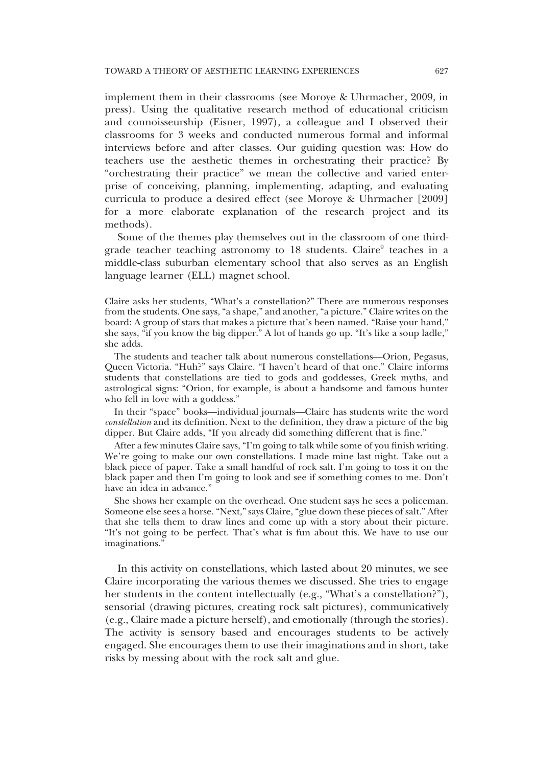implement them in their classrooms (see Moroye & Uhrmacher, 2009, in press). Using the qualitative research method of educational criticism and connoisseurship (Eisner, 1997), a colleague and I observed their classrooms for 3 weeks and conducted numerous formal and informal interviews before and after classes. Our guiding question was: How do teachers use the aesthetic themes in orchestrating their practice? By "orchestrating their practice" we mean the collective and varied enterprise of conceiving, planning, implementing, adapting, and evaluating curricula to produce a desired effect (see Moroye & Uhrmacher [2009] for a more elaborate explanation of the research project and its methods).

Some of the themes play themselves out in the classroom of one third-grade teacher teaching astronomy to 18 students. Claire[9] teaches in a middle-class suburban elementary school that also serves as an English language learner (ELL) magnet school.

> Claire asks her students, "What's a constellation?" There are numerous responses from the students. One says, "a shape," and another, "a picture." Claire writes on the board: A group of stars that makes a picture that's been named. "Raise your hand," she says, "if you know the big dipper." A lot of hands go up. "It's like a soup ladle," she adds.
>
> The students and teacher talk about numerous constellations—Orion, Pegasus, Queen Victoria. "Huh?" says Claire. "I haven't heard of that one." Claire informs students that constellations are tied to gods and goddesses, Greek myths, and astrological signs: "Orion, for example, is about a handsome and famous hunter who fell in love with a goddess."
>
> In their "space" books—individual journals—Claire has students write the word *constellation* and its definition. Next to the definition, they draw a picture of the big dipper. But Claire adds, "If you already did something different that is fine."
>
> After a few minutes Claire says, "I'm going to talk while some of you finish writing. We're going to make our own constellations. I made mine last night. Take out a black piece of paper. Take a small handful of rock salt. I'm going to toss it on the black paper and then I'm going to look and see if something comes to me. Don't have an idea in advance."
>
> She shows her example on the overhead. One student says he sees a policeman. Someone else sees a horse. "Next," says Claire, "glue down these pieces of salt." After that she tells them to draw lines and come up with a story about their picture. "It's not going to be perfect. That's what is fun about this. We have to use our imaginations."

In this activity on constellations, which lasted about 20 minutes, we see Claire incorporating the various themes we discussed. She tries to engage her students in the content intellectually (e.g., "What's a constellation?"), sensorial (drawing pictures, creating rock salt pictures), communicatively (e.g., Claire made a picture herself), and emotionally (through the stories). The activity is sensory based and encourages students to be actively engaged. She encourages them to use their imaginations and in short, take risks by messing about with the rock salt and glue.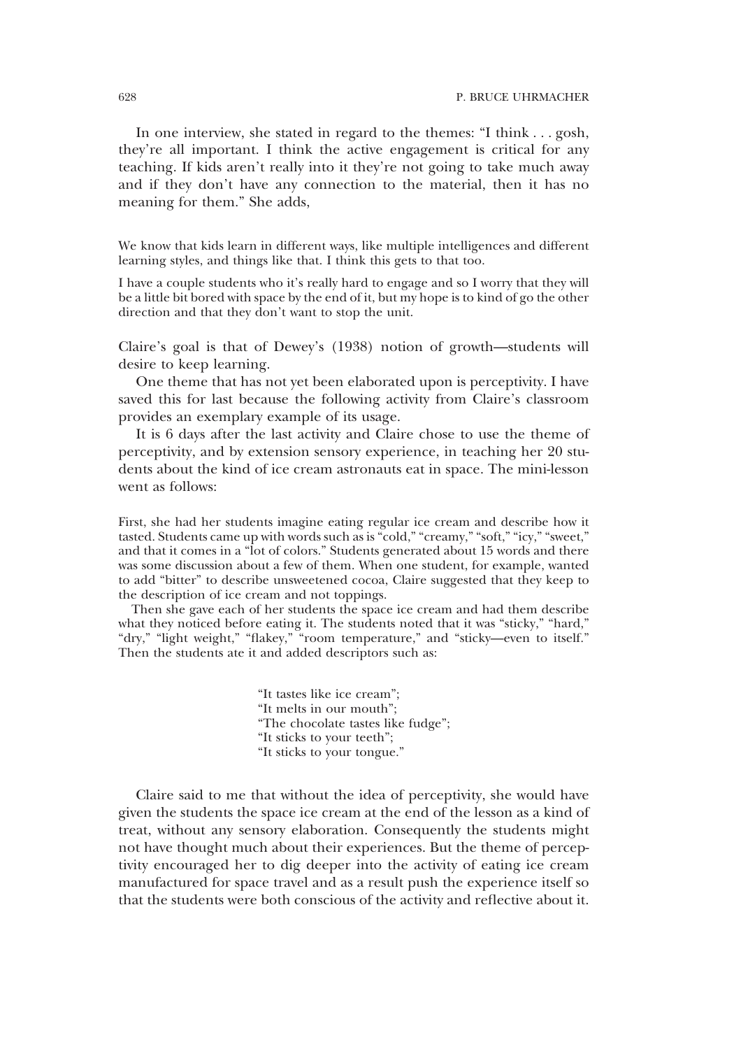In one interview, she stated in regard to the themes: "I think . . . gosh, they're all important. I think the active engagement is critical for any teaching. If kids aren't really into it they're not going to take much away and if they don't have any connection to the material, then it has no meaning for them." She adds,

> We know that kids learn in different ways, like multiple intelligences and different learning styles, and things like that. I think this gets to that too.
>
> I have a couple students who it's really hard to engage and so I worry that they will be a little bit bored with space by the end of it, but my hope is to kind of go the other direction and that they don't want to stop the unit.

Claire's goal is that of Dewey's (1938) notion of growth—students will desire to keep learning.

One theme that has not yet been elaborated upon is perceptivity. I have saved this for last because the following activity from Claire's classroom provides an exemplary example of its usage.

It is 6 days after the last activity and Claire chose to use the theme of perceptivity, and by extension sensory experience, in teaching her 20 students about the kind of ice cream astronauts eat in space. The mini-lesson went as follows:

> First, she had her students imagine eating regular ice cream and describe how it tasted. Students came up with words such as is "cold," "creamy," "soft," "icy," "sweet," and that it comes in a "lot of colors." Students generated about 15 words and there was some discussion about a few of them. When one student, for example, wanted to add "bitter" to describe unsweetened cocoa, Claire suggested that they keep to the description of ice cream and not toppings.
>
> Then she gave each of her students the space ice cream and had them describe what they noticed before eating it. The students noted that it was "sticky," "hard," "dry," "light weight," "flakey," "room temperature," and "sticky—even to itself." Then the students ate it and added descriptors such as:
>
> "It tastes like ice cream";
> "It melts in our mouth";
> "The chocolate tastes like fudge";
> "It sticks to your teeth";
> "It sticks to your tongue."

Claire said to me that without the idea of perceptivity, she would have given the students the space ice cream at the end of the lesson as a kind of treat, without any sensory elaboration. Consequently the students might not have thought much about their experiences. But the theme of perceptivity encouraged her to dig deeper into the activity of eating ice cream manufactured for space travel and as a result push the experience itself so that the students were both conscious of the activity and reflective about it.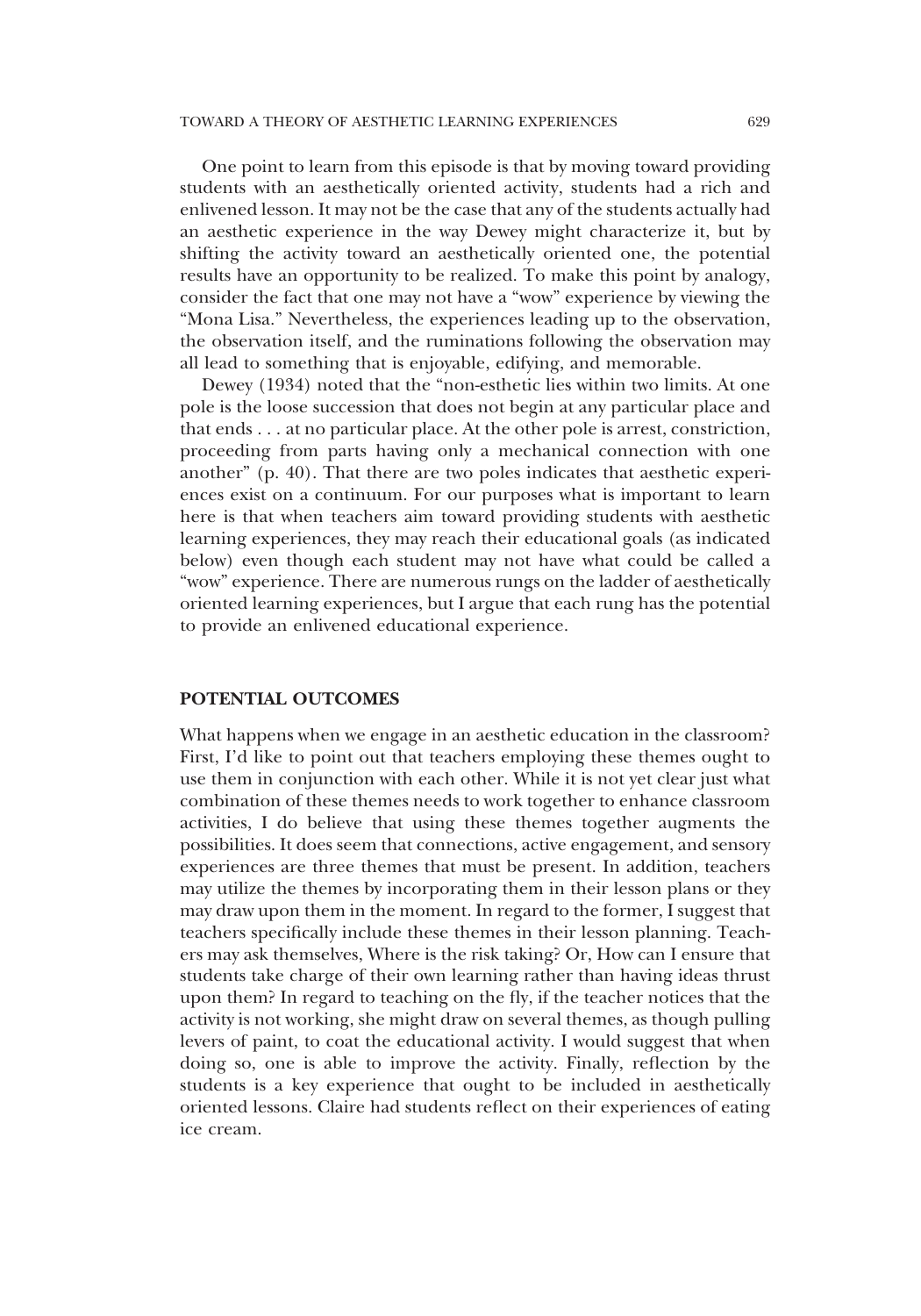One point to learn from this episode is that by moving toward providing students with an aesthetically oriented activity, students had a rich and enlivened lesson. It may not be the case that any of the students actually had an aesthetic experience in the way Dewey might characterize it, but by shifting the activity toward an aesthetically oriented one, the potential results have an opportunity to be realized. To make this point by analogy, consider the fact that one may not have a "wow" experience by viewing the "Mona Lisa." Nevertheless, the experiences leading up to the observation, the observation itself, and the ruminations following the observation may all lead to something that is enjoyable, edifying, and memorable.

Dewey (1934) noted that the "non-esthetic lies within two limits. At one pole is the loose succession that does not begin at any particular place and that ends . . . at no particular place. At the other pole is arrest, constriction, proceeding from parts having only a mechanical connection with one another" (p. 40). That there are two poles indicates that aesthetic experiences exist on a continuum. For our purposes what is important to learn here is that when teachers aim toward providing students with aesthetic learning experiences, they may reach their educational goals (as indicated below) even though each student may not have what could be called a "wow" experience. There are numerous rungs on the ladder of aesthetically oriented learning experiences, but I argue that each rung has the potential to provide an enlivened educational experience.

## POTENTIAL OUTCOMES

What happens when we engage in an aesthetic education in the classroom? First, I'd like to point out that teachers employing these themes ought to use them in conjunction with each other. While it is not yet clear just what combination of these themes needs to work together to enhance classroom activities, I do believe that using these themes together augments the possibilities. It does seem that connections, active engagement, and sensory experiences are three themes that must be present. In addition, teachers may utilize the themes by incorporating them in their lesson plans or they may draw upon them in the moment. In regard to the former, I suggest that teachers specifically include these themes in their lesson planning. Teachers may ask themselves, Where is the risk taking? Or, How can I ensure that students take charge of their own learning rather than having ideas thrust upon them? In regard to teaching on the fly, if the teacher notices that the activity is not working, she might draw on several themes, as though pulling levers of paint, to coat the educational activity. I would suggest that when doing so, one is able to improve the activity. Finally, reflection by the students is a key experience that ought to be included in aesthetically oriented lessons. Claire had students reflect on their experiences of eating ice cream.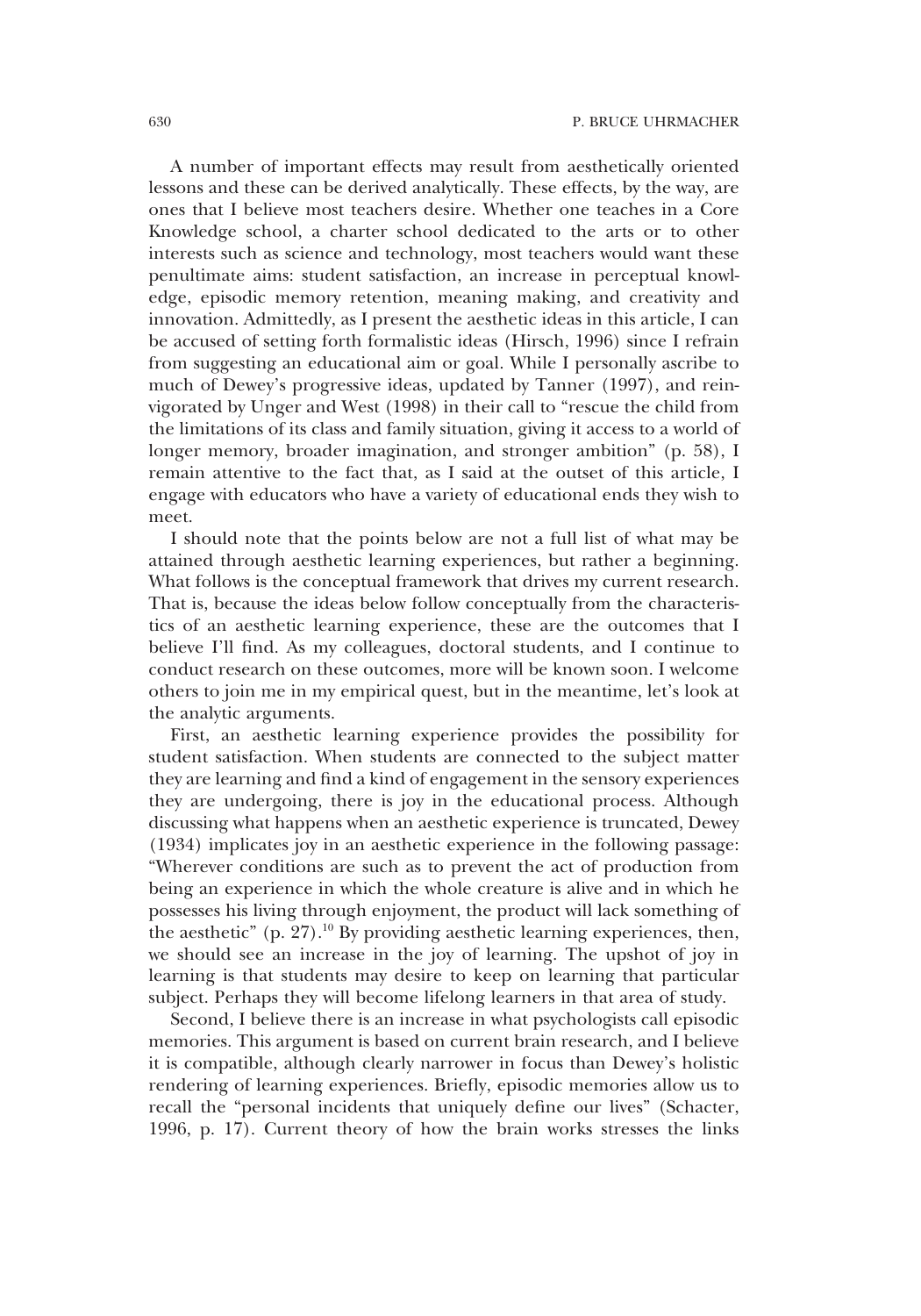A number of important effects may result from aesthetically oriented lessons and these can be derived analytically. These effects, by the way, are ones that I believe most teachers desire. Whether one teaches in a Core Knowledge school, a charter school dedicated to the arts or to other interests such as science and technology, most teachers would want these penultimate aims: student satisfaction, an increase in perceptual knowledge, episodic memory retention, meaning making, and creativity and innovation. Admittedly, as I present the aesthetic ideas in this article, I can be accused of setting forth formalistic ideas (Hirsch, 1996) since I refrain from suggesting an educational aim or goal. While I personally ascribe to much of Dewey's progressive ideas, updated by Tanner (1997), and reinvigorated by Unger and West (1998) in their call to "rescue the child from the limitations of its class and family situation, giving it access to a world of longer memory, broader imagination, and stronger ambition" (p. 58), I remain attentive to the fact that, as I said at the outset of this article, I engage with educators who have a variety of educational ends they wish to meet.

I should note that the points below are not a full list of what may be attained through aesthetic learning experiences, but rather a beginning. What follows is the conceptual framework that drives my current research. That is, because the ideas below follow conceptually from the characteristics of an aesthetic learning experience, these are the outcomes that I believe I'll find. As my colleagues, doctoral students, and I continue to conduct research on these outcomes, more will be known soon. I welcome others to join me in my empirical quest, but in the meantime, let's look at the analytic arguments.

First, an aesthetic learning experience provides the possibility for student satisfaction. When students are connected to the subject matter they are learning and find a kind of engagement in the sensory experiences they are undergoing, there is joy in the educational process. Although discussing what happens when an aesthetic experience is truncated, Dewey (1934) implicates joy in an aesthetic experience in the following passage: "Wherever conditions are such as to prevent the act of production from being an experience in which the whole creature is alive and in which he possesses his living through enjoyment, the product will lack something of the aesthetic" (p. 27).[10] By providing aesthetic learning experiences, then, we should see an increase in the joy of learning. The upshot of joy in learning is that students may desire to keep on learning that particular subject. Perhaps they will become lifelong learners in that area of study.

Second, I believe there is an increase in what psychologists call episodic memories. This argument is based on current brain research, and I believe it is compatible, although clearly narrower in focus than Dewey's holistic rendering of learning experiences. Briefly, episodic memories allow us to recall the "personal incidents that uniquely define our lives" (Schacter, 1996, p. 17). Current theory of how the brain works stresses the links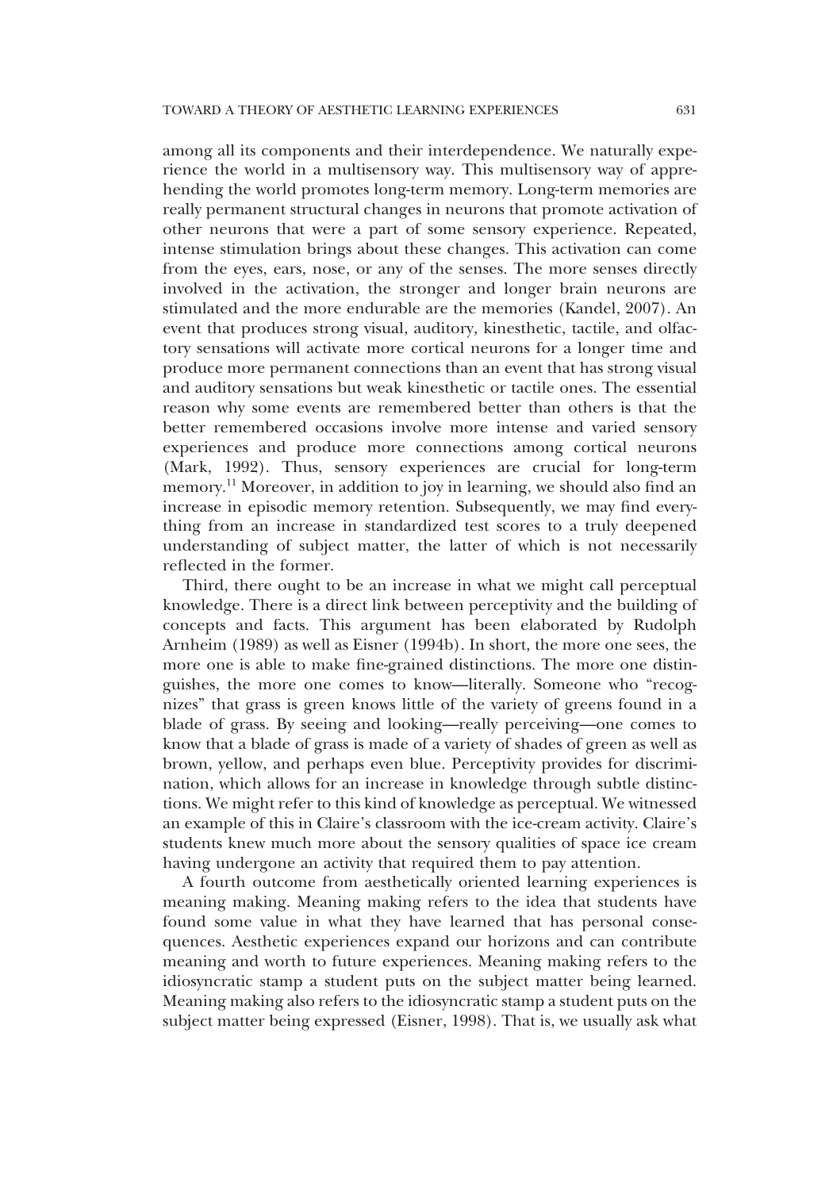among all its components and their interdependence. We naturally experience the world in a multisensory way. This multisensory way of apprehending the world promotes long-term memory. Long-term memories are really permanent structural changes in neurons that promote activation of other neurons that were a part of some sensory experience. Repeated, intense stimulation brings about these changes. This activation can come from the eyes, ears, nose, or any of the senses. The more senses directly involved in the activation, the stronger and longer brain neurons are stimulated and the more endurable are the memories (Kandel, 2007). An event that produces strong visual, auditory, kinesthetic, tactile, and olfactory sensations will activate more cortical neurons for a longer time and produce more permanent connections than an event that has strong visual and auditory sensations but weak kinesthetic or tactile ones. The essential reason why some events are remembered better than others is that the better remembered occasions involve more intense and varied sensory experiences and produce more connections among cortical neurons (Mark, 1992). Thus, sensory experiences are crucial for long-term memory.[11] Moreover, in addition to joy in learning, we should also find an increase in episodic memory retention. Subsequently, we may find everything from an increase in standardized test scores to a truly deepened understanding of subject matter, the latter of which is not necessarily reflected in the former.

Third, there ought to be an increase in what we might call perceptual knowledge. There is a direct link between perceptivity and the building of concepts and facts. This argument has been elaborated by Rudolph Arnheim (1989) as well as Eisner (1994b). In short, the more one sees, the more one is able to make fine-grained distinctions. The more one distinguishes, the more one comes to know—literally. Someone who "recognizes" that grass is green knows little of the variety of greens found in a blade of grass. By seeing and looking—really perceiving—one comes to know that a blade of grass is made of a variety of shades of green as well as brown, yellow, and perhaps even blue. Perceptivity provides for discrimination, which allows for an increase in knowledge through subtle distinctions. We might refer to this kind of knowledge as perceptual. We witnessed an example of this in Claire's classroom with the ice-cream activity. Claire's students knew much more about the sensory qualities of space ice cream having undergone an activity that required them to pay attention.

A fourth outcome from aesthetically oriented learning experiences is meaning making. Meaning making refers to the idea that students have found some value in what they have learned that has personal consequences. Aesthetic experiences expand our horizons and can contribute meaning and worth to future experiences. Meaning making refers to the idiosyncratic stamp a student puts on the subject matter being learned. Meaning making also refers to the idiosyncratic stamp a student puts on the subject matter being expressed (Eisner, 1998). That is, we usually ask what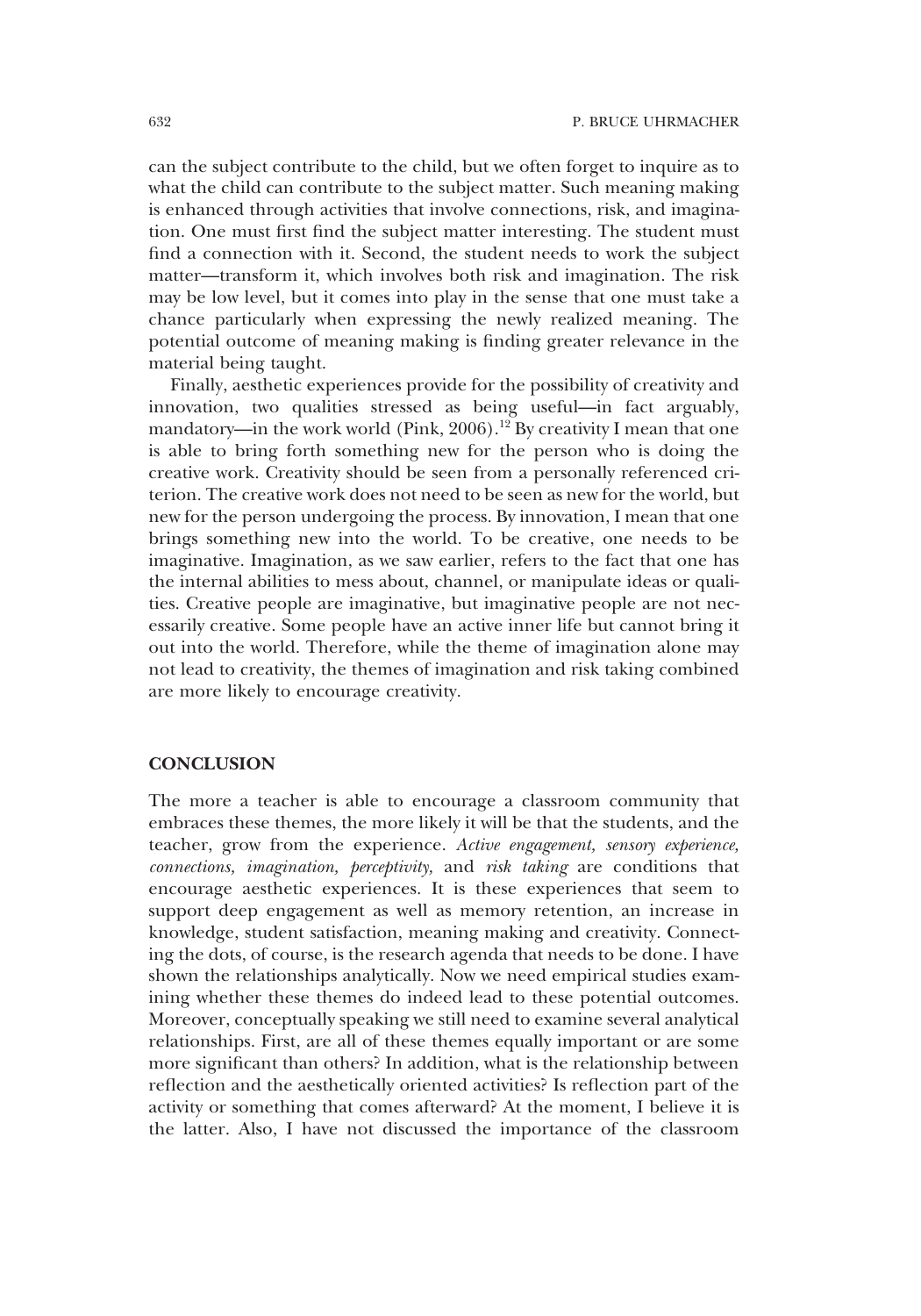can the subject contribute to the child, but we often forget to inquire as to what the child can contribute to the subject matter. Such meaning making is enhanced through activities that involve connections, risk, and imagination. One must first find the subject matter interesting. The student must find a connection with it. Second, the student needs to work the subject matter—transform it, which involves both risk and imagination. The risk may be low level, but it comes into play in the sense that one must take a chance particularly when expressing the newly realized meaning. The potential outcome of meaning making is finding greater relevance in the material being taught.

Finally, aesthetic experiences provide for the possibility of creativity and innovation, two qualities stressed as being useful—in fact arguably, mandatory—in the work world (Pink, 2006).[12] By creativity I mean that one is able to bring forth something new for the person who is doing the creative work. Creativity should be seen from a personally referenced criterion. The creative work does not need to be seen as new for the world, but new for the person undergoing the process. By innovation, I mean that one brings something new into the world. To be creative, one needs to be imaginative. Imagination, as we saw earlier, refers to the fact that one has the internal abilities to mess about, channel, or manipulate ideas or qualities. Creative people are imaginative, but imaginative people are not necessarily creative. Some people have an active inner life but cannot bring it out into the world. Therefore, while the theme of imagination alone may not lead to creativity, the themes of imagination and risk taking combined are more likely to encourage creativity.

## CONCLUSION

The more a teacher is able to encourage a classroom community that embraces these themes, the more likely it will be that the students, and the teacher, grow from the experience. *Active engagement, sensory experience, connections, imagination, perceptivity,* and *risk taking* are conditions that encourage aesthetic experiences. It is these experiences that seem to support deep engagement as well as memory retention, an increase in knowledge, student satisfaction, meaning making and creativity. Connecting the dots, of course, is the research agenda that needs to be done. I have shown the relationships analytically. Now we need empirical studies examining whether these themes do indeed lead to these potential outcomes. Moreover, conceptually speaking we still need to examine several analytical relationships. First, are all of these themes equally important or are some more significant than others? In addition, what is the relationship between reflection and the aesthetically oriented activities? Is reflection part of the activity or something that comes afterward? At the moment, I believe it is the latter. Also, I have not discussed the importance of the classroom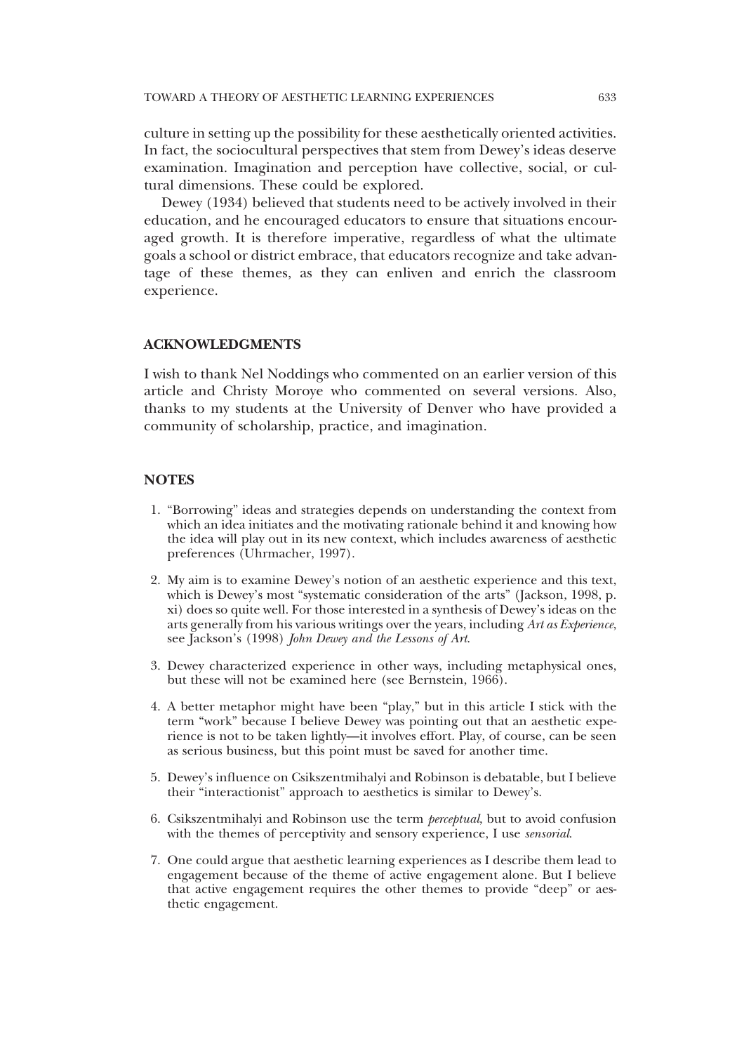culture in setting up the possibility for these aesthetically oriented activities. In fact, the sociocultural perspectives that stem from Dewey's ideas deserve examination. Imagination and perception have collective, social, or cultural dimensions. These could be explored.

Dewey (1934) believed that students need to be actively involved in their education, and he encouraged educators to ensure that situations encouraged growth. It is therefore imperative, regardless of what the ultimate goals a school or district embrace, that educators recognize and take advantage of these themes, as they can enliven and enrich the classroom experience.

## ACKNOWLEDGMENTS

I wish to thank Nel Noddings who commented on an earlier version of this article and Christy Moroye who commented on several versions. Also, thanks to my students at the University of Denver who have provided a community of scholarship, practice, and imagination.

## NOTES

1. "Borrowing" ideas and strategies depends on understanding the context from which an idea initiates and the motivating rationale behind it and knowing how the idea will play out in its new context, which includes awareness of aesthetic preferences (Uhrmacher, 1997).
2. My aim is to examine Dewey's notion of an aesthetic experience and this text, which is Dewey's most "systematic consideration of the arts" (Jackson, 1998, p. xi) does so quite well. For those interested in a synthesis of Dewey's ideas on the arts generally from his various writings over the years, including *Art as Experience*, see Jackson's (1998) *John Dewey and the Lessons of Art*.
3. Dewey characterized experience in other ways, including metaphysical ones, but these will not be examined here (see Bernstein, 1966).
4. A better metaphor might have been "play," but in this article I stick with the term "work" because I believe Dewey was pointing out that an aesthetic experience is not to be taken lightly—it involves effort. Play, of course, can be seen as serious business, but this point must be saved for another time.
5. Dewey's influence on Csikszentmihalyi and Robinson is debatable, but I believe their "interactionist" approach to aesthetics is similar to Dewey's.
6. Csikszentmihalyi and Robinson use the term *perceptual*, but to avoid confusion with the themes of perceptivity and sensory experience, I use *sensorial*.
7. One could argue that aesthetic learning experiences as I describe them lead to engagement because of the theme of active engagement alone. But I believe that active engagement requires the other themes to provide "deep" or aesthetic engagement.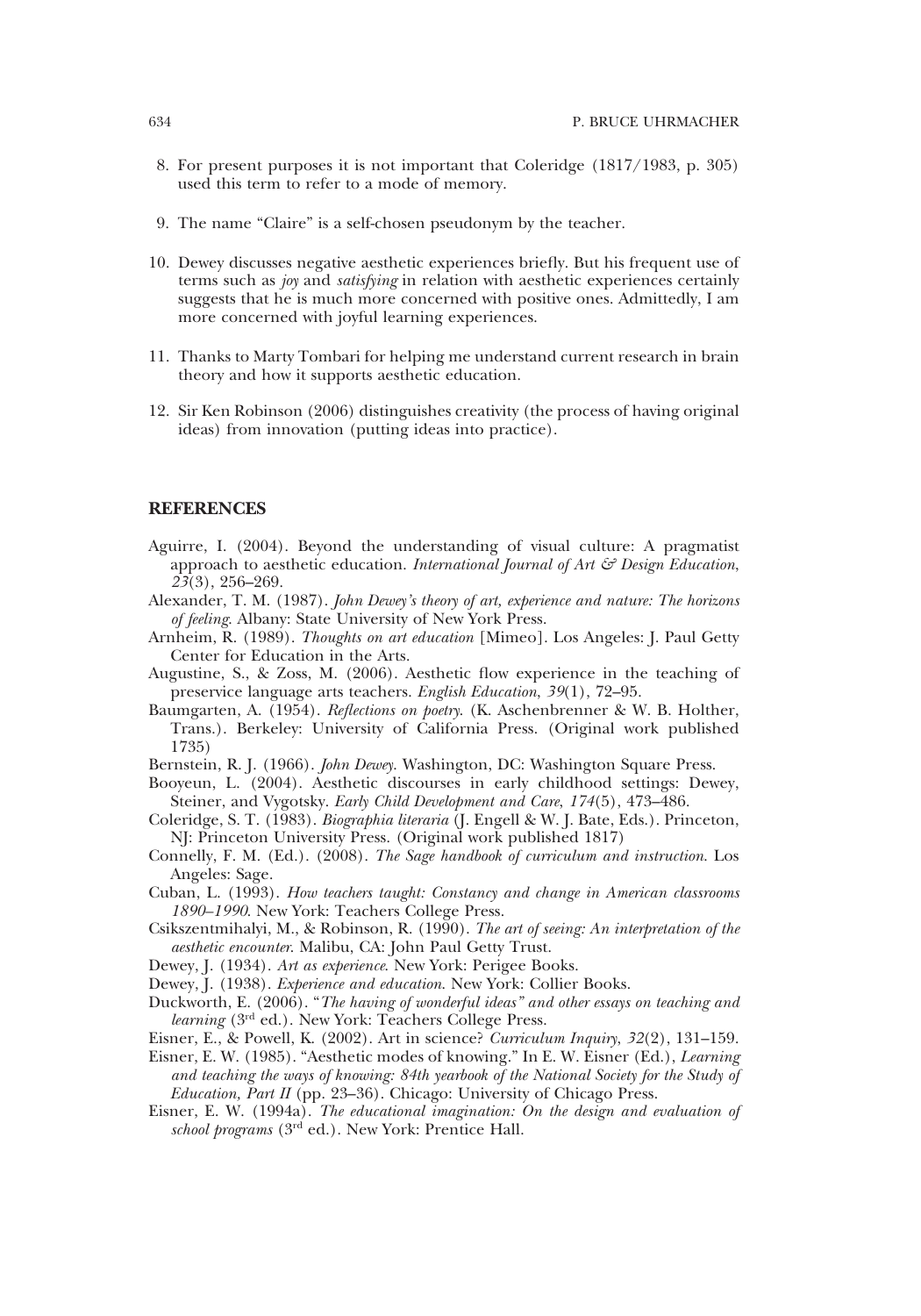8. For present purposes it is not important that Coleridge (1817/1983, p. 305) used this term to refer to a mode of memory.

9. The name "Claire" is a self-chosen pseudonym by the teacher.

10. Dewey discusses negative aesthetic experiences briefly. But his frequent use of terms such as *joy* and *satisfying* in relation with aesthetic experiences certainly suggests that he is much more concerned with positive ones. Admittedly, I am more concerned with joyful learning experiences.

11. Thanks to Marty Tombari for helping me understand current research in brain theory and how it supports aesthetic education.

12. Sir Ken Robinson (2006) distinguishes creativity (the process of having original ideas) from innovation (putting ideas into practice).

## REFERENCES

Aguirre, I. (2004). Beyond the understanding of visual culture: A pragmatist approach to aesthetic education. *International Journal of Art & Design Education, 23*(3), 256–269.

Alexander, T. M. (1987). *John Dewey's theory of art, experience and nature: The horizons of feeling*. Albany: State University of New York Press.

Arnheim, R. (1989). *Thoughts on art education* [Mimeo]. Los Angeles: J. Paul Getty Center for Education in the Arts.

Augustine, S., & Zoss, M. (2006). Aesthetic flow experience in the teaching of preservice language arts teachers. *English Education, 39*(1), 72–95.

Baumgarten, A. (1954). *Reflections on poetry*. (K. Aschenbrenner & W. B. Holther, Trans.). Berkeley: University of California Press. (Original work published 1735)

Bernstein, R. J. (1966). *John Dewey*. Washington, DC: Washington Square Press.

Booyeun, L. (2004). Aesthetic discourses in early childhood settings: Dewey, Steiner, and Vygotsky. *Early Child Development and Care, 174*(5), 473–486.

Coleridge, S. T. (1983). *Biographia literaria* (J. Engell & W. J. Bate, Eds.). Princeton, NJ: Princeton University Press. (Original work published 1817)

Connelly, F. M. (Ed.). (2008). *The Sage handbook of curriculum and instruction*. Los Angeles: Sage.

Cuban, L. (1993). *How teachers taught: Constancy and change in American classrooms 1890–1990*. New York: Teachers College Press.

Csikszentmihalyi, M., & Robinson, R. (1990). *The art of seeing: An interpretation of the aesthetic encounter*. Malibu, CA: John Paul Getty Trust.

Dewey, J. (1934). *Art as experience*. New York: Perigee Books.

Dewey, J. (1938). *Experience and education*. New York: Collier Books.

Duckworth, E. (2006). "*The having of wonderful ideas" and other essays on teaching and learning* (3rd ed.). New York: Teachers College Press.

Eisner, E., & Powell, K. (2002). Art in science? *Curriculum Inquiry, 32*(2), 131–159.

Eisner, E. W. (1985). "Aesthetic modes of knowing." In E. W. Eisner (Ed.), *Learning and teaching the ways of knowing: 84th yearbook of the National Society for the Study of Education, Part II* (pp. 23–36). Chicago: University of Chicago Press.

Eisner, E. W. (1994a). *The educational imagination: On the design and evaluation of school programs* (3rd ed.). New York: Prentice Hall.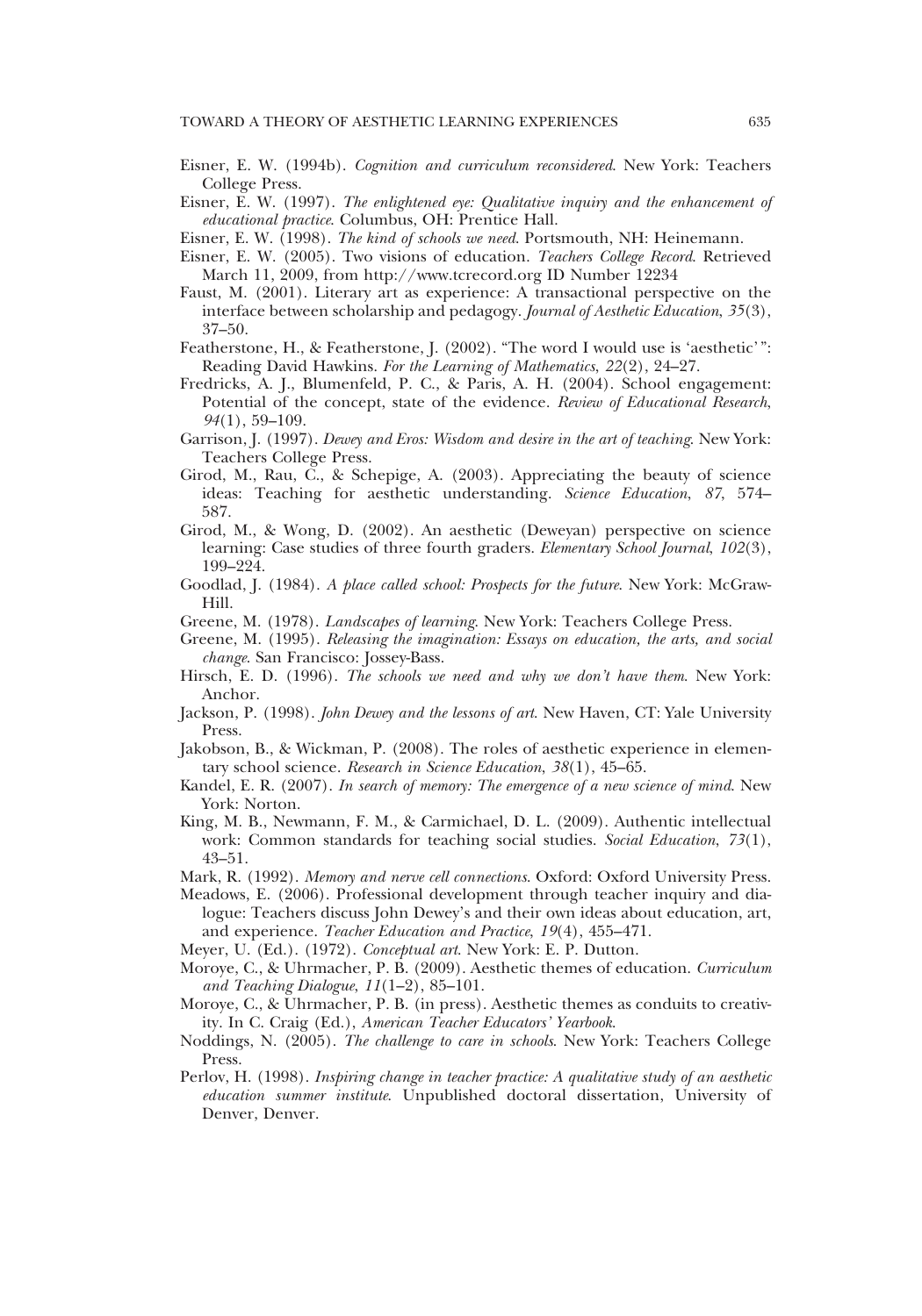Eisner, E. W. (1994b). *Cognition and curriculum reconsidered*. New York: Teachers College Press.

Eisner, E. W. (1997). *The enlightened eye: Qualitative inquiry and the enhancement of educational practice*. Columbus, OH: Prentice Hall.

Eisner, E. W. (1998). *The kind of schools we need*. Portsmouth, NH: Heinemann.

Eisner, E. W. (2005). Two visions of education. *Teachers College Record*. Retrieved March 11, 2009, from http://www.tcrecord.org ID Number 12234

Faust, M. (2001). Literary art as experience: A transactional perspective on the interface between scholarship and pedagogy. *Journal of Aesthetic Education*, *35*(3), 37–50.

Featherstone, H., & Featherstone, J. (2002). "The word I would use is 'aesthetic'": Reading David Hawkins. *For the Learning of Mathematics*, *22*(2), 24–27.

Fredricks, A. J., Blumenfeld, P. C., & Paris, A. H. (2004). School engagement: Potential of the concept, state of the evidence. *Review of Educational Research*, *94*(1), 59–109.

Garrison, J. (1997). *Dewey and Eros: Wisdom and desire in the art of teaching*. New York: Teachers College Press.

Girod, M., Rau, C., & Schepige, A. (2003). Appreciating the beauty of science ideas: Teaching for aesthetic understanding. *Science Education*, *87*, 574–587.

Girod, M., & Wong, D. (2002). An aesthetic (Deweyan) perspective on science learning: Case studies of three fourth graders. *Elementary School Journal*, *102*(3), 199–224.

Goodlad, J. (1984). *A place called school: Prospects for the future*. New York: McGraw-Hill.

Greene, M. (1978). *Landscapes of learning*. New York: Teachers College Press.

Greene, M. (1995). *Releasing the imagination: Essays on education, the arts, and social change*. San Francisco: Jossey-Bass.

Hirsch, E. D. (1996). *The schools we need and why we don't have them*. New York: Anchor.

Jackson, P. (1998). *John Dewey and the lessons of art*. New Haven, CT: Yale University Press.

Jakobson, B., & Wickman, P. (2008). The roles of aesthetic experience in elementary school science. *Research in Science Education*, *38*(1), 45–65.

Kandel, E. R. (2007). *In search of memory: The emergence of a new science of mind*. New York: Norton.

King, M. B., Newmann, F. M., & Carmichael, D. L. (2009). Authentic intellectual work: Common standards for teaching social studies. *Social Education*, *73*(1), 43–51.

Mark, R. (1992). *Memory and nerve cell connections*. Oxford: Oxford University Press.

Meadows, E. (2006). Professional development through teacher inquiry and dialogue: Teachers discuss John Dewey's and their own ideas about education, art, and experience. *Teacher Education and Practice*, *19*(4), 455–471.

Meyer, U. (Ed.). (1972). *Conceptual art*. New York: E. P. Dutton.

Moroye, C., & Uhrmacher, P. B. (2009). Aesthetic themes of education. *Curriculum and Teaching Dialogue*, *11*(1–2), 85–101.

Moroye, C., & Uhrmacher, P. B. (in press). Aesthetic themes as conduits to creativity. In C. Craig (Ed.), *American Teacher Educators' Yearbook*.

Noddings, N. (2005). *The challenge to care in schools*. New York: Teachers College Press.

Perlov, H. (1998). *Inspiring change in teacher practice: A qualitative study of an aesthetic education summer institute*. Unpublished doctoral dissertation, University of Denver, Denver.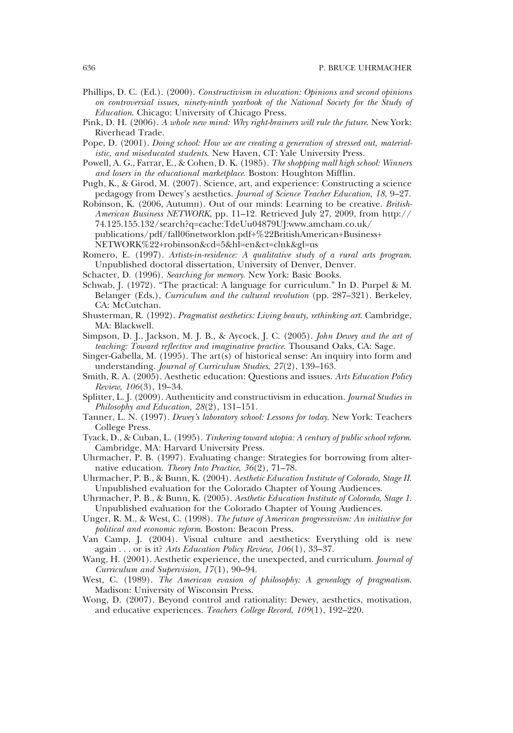Phillips, D. C. (Ed.). (2000). *Constructivism in education: Opinions and second opinions on controversial issues, ninety-ninth yearbook of the National Society for the Study of Education*. Chicago: University of Chicago Press.

Pink, D. H. (2006). *A whole new mind: Why right-brainers will rule the future*. New York: Riverhead Trade.

Pope, D. (2001). *Doing school: How we are creating a generation of stressed out, materialistic, and miseducated students*. New Haven, CT: Yale University Press.

Powell, A. G., Farrar, E., & Cohen, D. K. (1985). *The shopping mall high school: Winners and losers in the educational marketplace*. Boston: Houghton Mifflin.

Pugh, K., & Girod, M. (2007). Science, art, and experience: Constructing a science pedagogy from Dewey's aesthetics. *Journal of Science Teacher Education*, *18*, 9–27.

Robinson, K. (2006, Autumn). Out of our minds: Learning to be creative. *British-American Business NETWORK*, pp. 11–12. Retrieved July 27, 2009, from http://74.125.155.132/search?q=cache:TdeUu04879UJ:www.amcham.co.uk/publications/pdf/fall06networklon.pdf+%22BritishAmerican+Business+NETWORK%22+robinson&cd=5&hl=en&ct=clnk&gl=us

Romero, E. (1997). *Artists-in-residence: A qualitative study of a rural arts program*. Unpublished doctoral dissertation, University of Denver, Denver.

Schacter, D. (1996). *Searching for memory*. New York: Basic Books.

Schwab, J. (1972). "The practical: A language for curriculum." In D. Purpel & M. Belanger (Eds.), *Curriculum and the cultural revolution* (pp. 287–321). Berkeley, CA: McCutchan.

Shusterman, R. (1992). *Pragmatist aesthetics: Living beauty, rethinking art*. Cambridge, MA: Blackwell.

Simpson, D. J., Jackson, M. J. B., & Aycock, J. C. (2005). *John Dewey and the art of teaching: Toward reflective and imaginative practice*. Thousand Oaks, CA: Sage.

Singer-Gabella, M. (1995). The art(s) of historical sense: An inquiry into form and understanding. *Journal of Curriculum Studies*, *27*(2), 139–163.

Smith, R. A. (2005). Aesthetic education: Questions and issues. *Arts Education Policy Review*, *106*(3), 19–34.

Splitter, L. J. (2009). Authenticity and constructivism in education. *Journal Studies in Philosophy and Education*, *28*(2), 131–151.

Tanner, L. N. (1997). *Dewey's laboratory school: Lessons for today*. New York: Teachers College Press.

Tyack, D., & Cuban, L. (1995). *Tinkering toward utopia: A century of public school reform*. Cambridge, MA: Harvard University Press.

Uhrmacher, P. B. (1997). Evaluating change: Strategies for borrowing from alternative education. *Theory Into Practice*, *36*(2), 71–78.

Uhrmacher, P. B., & Bunn, K. (2004). *Aesthetic Education Institute of Colorado, Stage II*. Unpublished evaluation for the Colorado Chapter of Young Audiences.

Uhrmacher, P. B., & Bunn, K. (2005). *Aesthetic Education Institute of Colorado, Stage 1*. Unpublished evaluation for the Colorado Chapter of Young Audiences.

Unger, R. M., & West, C. (1998). *The future of American progressivism: An initiative for political and economic reform*. Boston: Beacon Press.

Van Camp, J. (2004). Visual culture and aesthetics: Everything old is new again . . . or is it? *Arts Education Policy Review*, *106*(1), 33–37.

Wang, H. (2001). Aesthetic experience, the unexpected, and curriculum. *Journal of Curriculum and Supervision*, *17*(1), 90–94.

West, C. (1989). *The American evasion of philosophy: A genealogy of pragmatism*. Madison: University of Wisconsin Press.

Wong, D. (2007). Beyond control and rationality: Dewey, aesthetics, motivation, and educative experiences. *Teachers College Record*, *109*(1), 192–220.